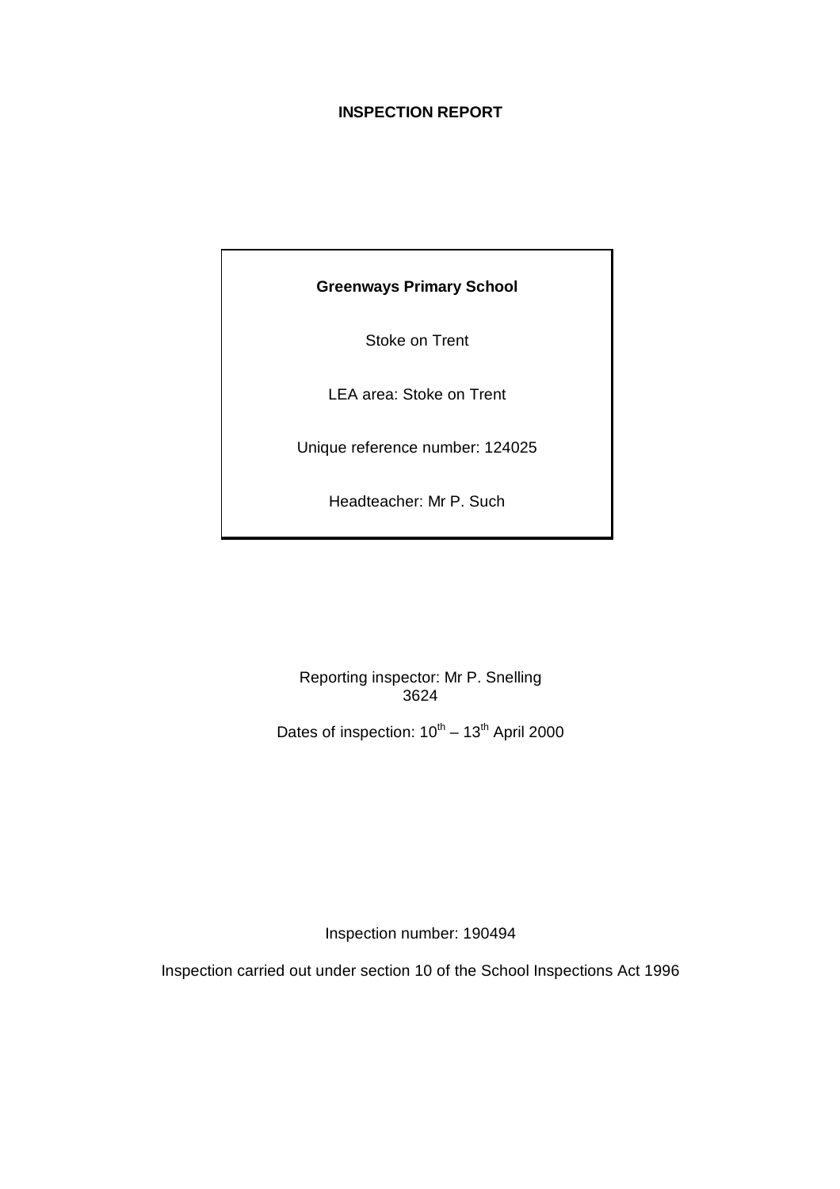# INSPECTION REPORT

**Greenways Primary School**

Stoke on Trent

LEA area: Stoke on Trent

Unique reference number: 124025

Headteacher: Mr P. Such

Reporting inspector: Mr P. Snelling
3624

Dates of inspection: 10th – 13th April 2000

Inspection number: 190494

Inspection carried out under section 10 of the School Inspections Act 1996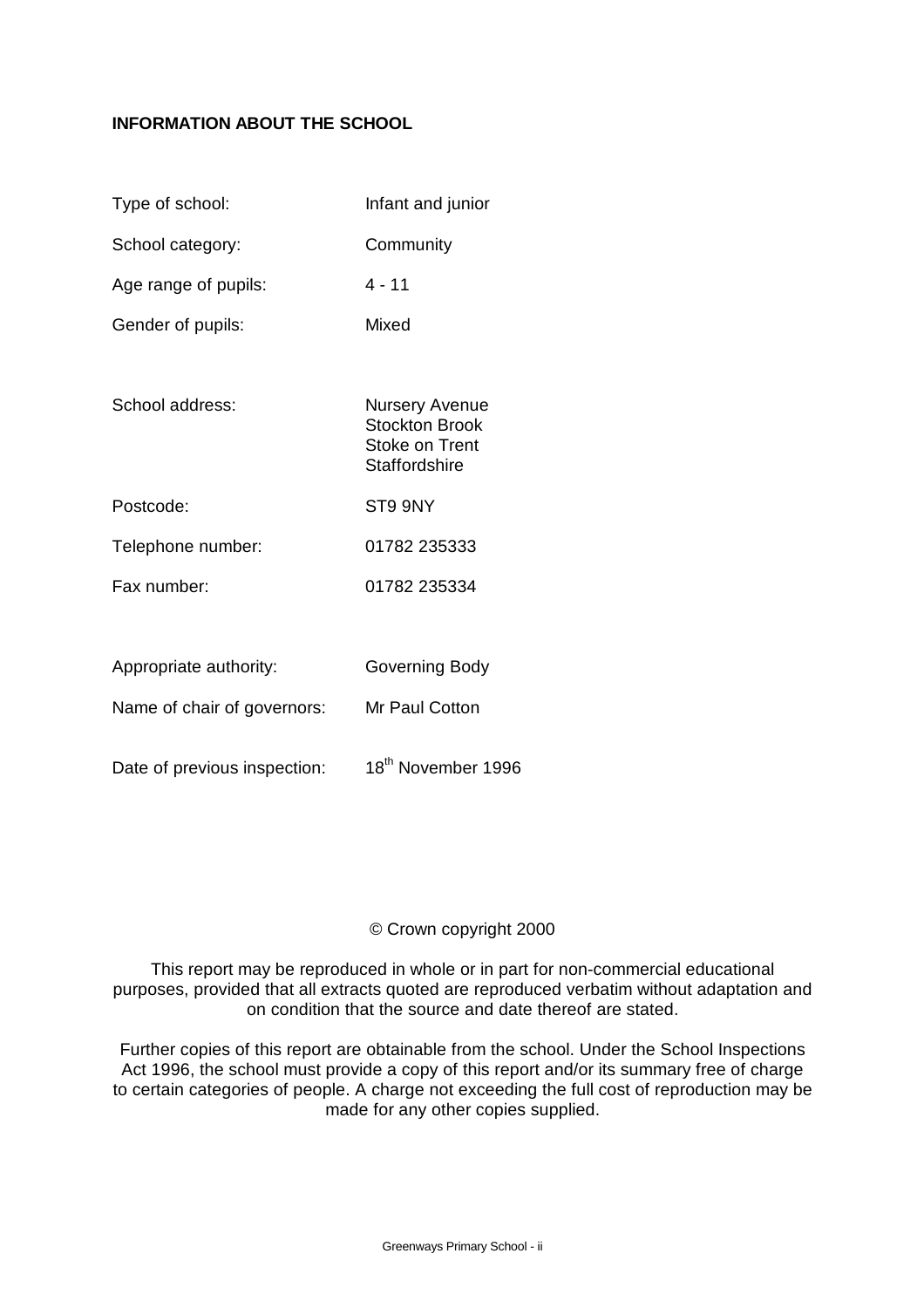**INFORMATION ABOUT THE SCHOOL**

| | |
|---|---|
| Type of school: | Infant and junior |
| School category: | Community |
| Age range of pupils: | 4 - 11 |
| Gender of pupils: | Mixed |
| School address: | Nursery Avenue<br>Stockton Brook<br>Stoke on Trent<br>Staffordshire |
| Postcode: | ST9 9NY |
| Telephone number: | 01782 235333 |
| Fax number: | 01782 235334 |
| Appropriate authority: | Governing Body |
| Name of chair of governors: | Mr Paul Cotton |
| Date of previous inspection: | 18th November 1996 |

© Crown copyright 2000

This report may be reproduced in whole or in part for non-commercial educational purposes, provided that all extracts quoted are reproduced verbatim without adaptation and on condition that the source and date thereof are stated.

Further copies of this report are obtainable from the school. Under the School Inspections Act 1996, the school must provide a copy of this report and/or its summary free of charge to certain categories of people. A charge not exceeding the full cost of reproduction may be made for any other copies supplied.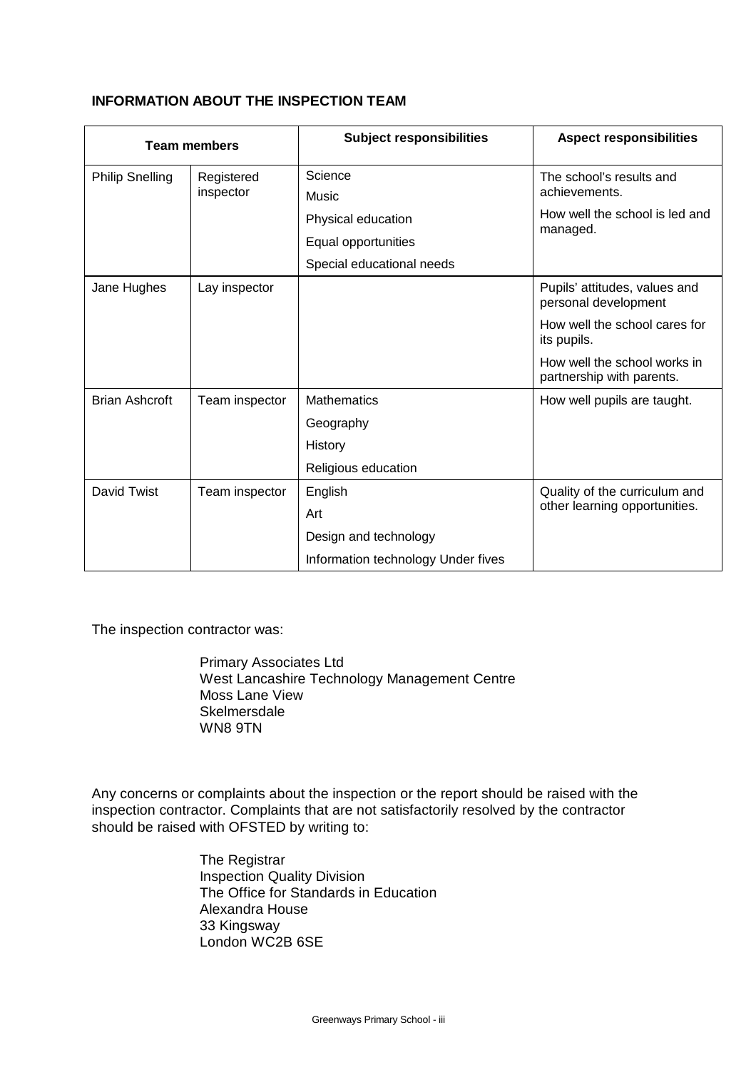**INFORMATION ABOUT THE INSPECTION TEAM**

| Team members | | Subject responsibilities | Aspect responsibilities |
|---|---|---|---|
| Philip Snelling | Registered inspector | Science<br>Music<br>Physical education<br>Equal opportunities<br>Special educational needs | The school's results and achievements.<br>How well the school is led and managed. |
| Jane Hughes | Lay inspector | | Pupils' attitudes, values and personal development<br>How well the school cares for its pupils.<br>How well the school works in partnership with parents. |
| Brian Ashcroft | Team inspector | Mathematics<br>Geography<br>History<br>Religious education | How well pupils are taught. |
| David Twist | Team inspector | English<br>Art<br>Design and technology<br>Information technology Under fives | Quality of the curriculum and other learning opportunities. |

The inspection contractor was:

Primary Associates Ltd
West Lancashire Technology Management Centre
Moss Lane View
Skelmersdale
WN8 9TN

Any concerns or complaints about the inspection or the report should be raised with the inspection contractor. Complaints that are not satisfactorily resolved by the contractor should be raised with OFSTED by writing to:

The Registrar
Inspection Quality Division
The Office for Standards in Education
Alexandra House
33 Kingsway
London WC2B 6SE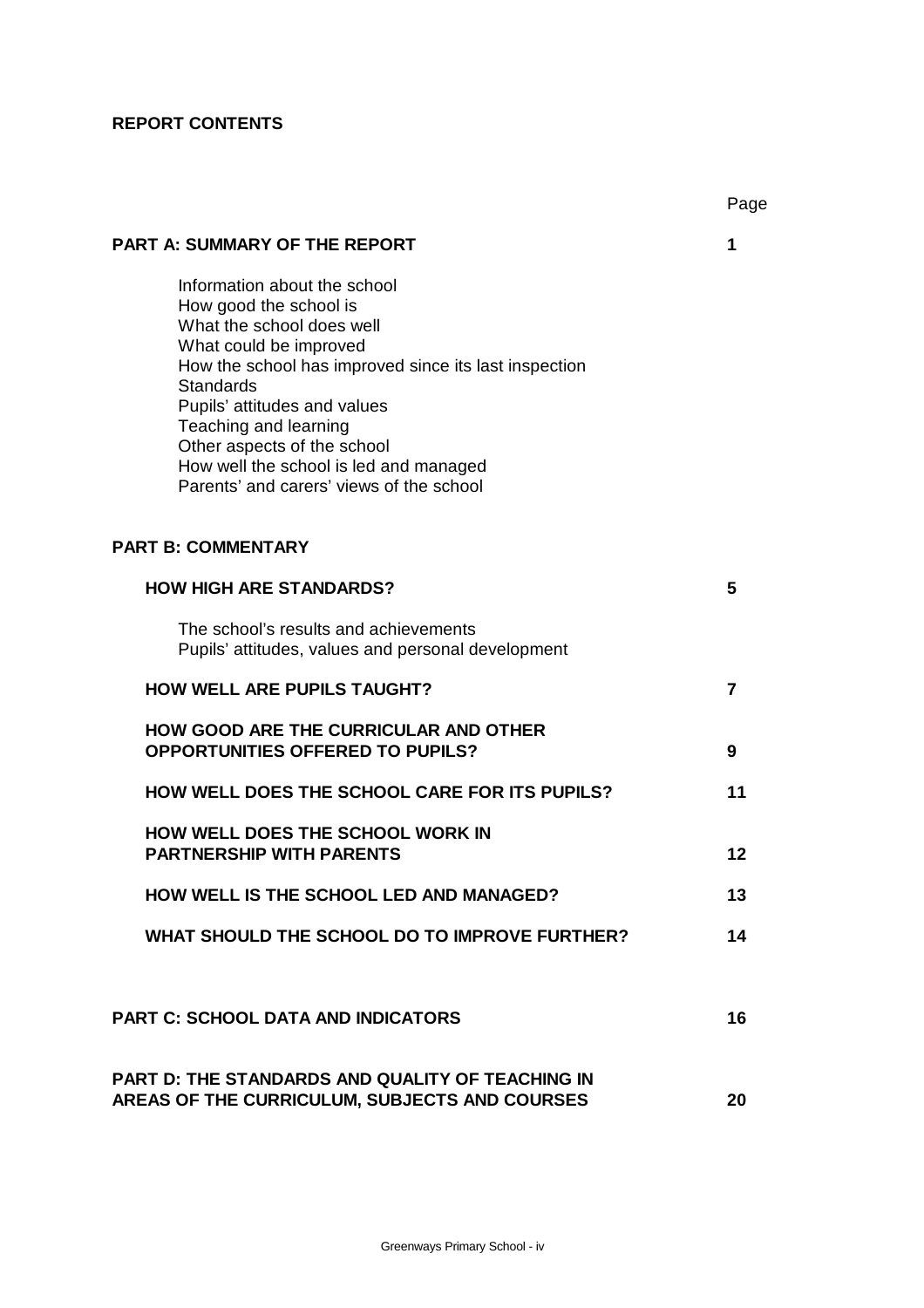**REPORT CONTENTS**

| | Page |
|---|---|
| **PART A: SUMMARY OF THE REPORT** | **1** |
| Information about the school<br>How good the school is<br>What the school does well<br>What could be improved<br>How the school has improved since its last inspection<br>Standards<br>Pupils' attitudes and values<br>Teaching and learning<br>Other aspects of the school<br>How well the school is led and managed<br>Parents' and carers' views of the school | |
| **PART B: COMMENTARY** | |
| **HOW HIGH ARE STANDARDS?** | **5** |
| The school's results and achievements<br>Pupils' attitudes, values and personal development | |
| **HOW WELL ARE PUPILS TAUGHT?** | **7** |
| **HOW GOOD ARE THE CURRICULAR AND OTHER OPPORTUNITIES OFFERED TO PUPILS?** | **9** |
| **HOW WELL DOES THE SCHOOL CARE FOR ITS PUPILS?** | **11** |
| **HOW WELL DOES THE SCHOOL WORK IN PARTNERSHIP WITH PARENTS** | **12** |
| **HOW WELL IS THE SCHOOL LED AND MANAGED?** | **13** |
| **WHAT SHOULD THE SCHOOL DO TO IMPROVE FURTHER?** | **14** |
| **PART C: SCHOOL DATA AND INDICATORS** | **16** |
| **PART D: THE STANDARDS AND QUALITY OF TEACHING IN AREAS OF THE CURRICULUM, SUBJECTS AND COURSES** | **20** |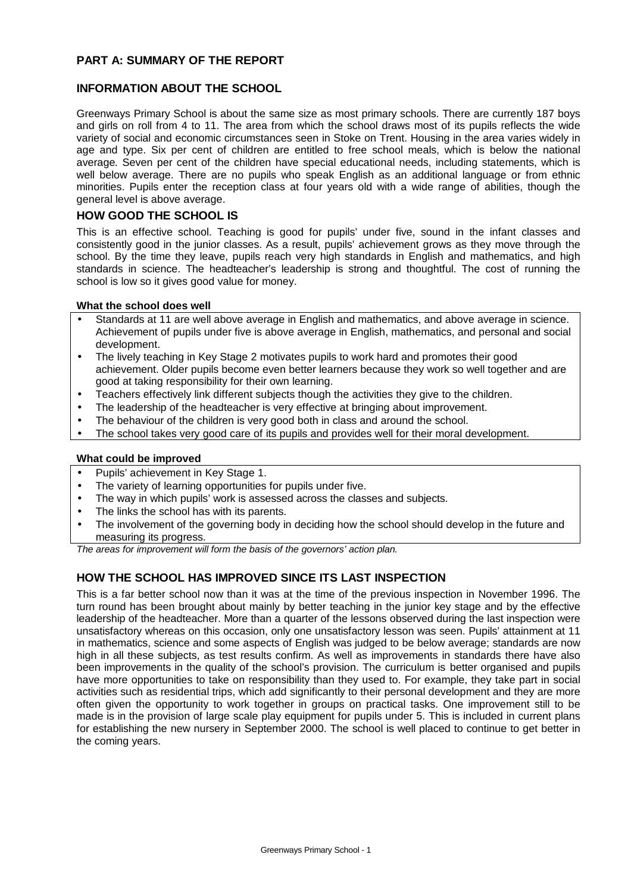## PART A: SUMMARY OF THE REPORT

### INFORMATION ABOUT THE SCHOOL

Greenways Primary School is about the same size as most primary schools. There are currently 187 boys and girls on roll from 4 to 11. The area from which the school draws most of its pupils reflects the wide variety of social and economic circumstances seen in Stoke on Trent. Housing in the area varies widely in age and type. Six per cent of children are entitled to free school meals, which is below the national average. Seven per cent of the children have special educational needs, including statements, which is well below average. There are no pupils who speak English as an additional language or from ethnic minorities. Pupils enter the reception class at four years old with a wide range of abilities, though the general level is above average.

### HOW GOOD THE SCHOOL IS

This is an effective school. Teaching is good for pupils' under five, sound in the infant classes and consistently good in the junior classes. As a result, pupils' achievement grows as they move through the school. By the time they leave, pupils reach very high standards in English and mathematics, and high standards in science. The headteacher's leadership is strong and thoughtful. The cost of running the school is low so it gives good value for money.

**What the school does well**

- Standards at 11 are well above average in English and mathematics, and above average in science. Achievement of pupils under five is above average in English, mathematics, and personal and social development.
- The lively teaching in Key Stage 2 motivates pupils to work hard and promotes their good achievement. Older pupils become even better learners because they work so well together and are good at taking responsibility for their own learning.
- Teachers effectively link different subjects though the activities they give to the children.
- The leadership of the headteacher is very effective at bringing about improvement.
- The behaviour of the children is very good both in class and around the school.
- The school takes very good care of its pupils and provides well for their moral development.

**What could be improved**

- Pupils' achievement in Key Stage 1.
- The variety of learning opportunities for pupils under five.
- The way in which pupils' work is assessed across the classes and subjects.
- The links the school has with its parents.
- The involvement of the governing body in deciding how the school should develop in the future and measuring its progress.

*The areas for improvement will form the basis of the governors' action plan.*

### HOW THE SCHOOL HAS IMPROVED SINCE ITS LAST INSPECTION

This is a far better school now than it was at the time of the previous inspection in November 1996. The turn round has been brought about mainly by better teaching in the junior key stage and by the effective leadership of the headteacher. More than a quarter of the lessons observed during the last inspection were unsatisfactory whereas on this occasion, only one unsatisfactory lesson was seen. Pupils' attainment at 11 in mathematics, science and some aspects of English was judged to be below average; standards are now high in all these subjects, as test results confirm. As well as improvements in standards there have also been improvements in the quality of the school's provision. The curriculum is better organised and pupils have more opportunities to take on responsibility than they used to. For example, they take part in social activities such as residential trips, which add significantly to their personal development and they are more often given the opportunity to work together in groups on practical tasks. One improvement still to be made is in the provision of large scale play equipment for pupils under 5. This is included in current plans for establishing the new nursery in September 2000. The school is well placed to continue to get better in the coming years.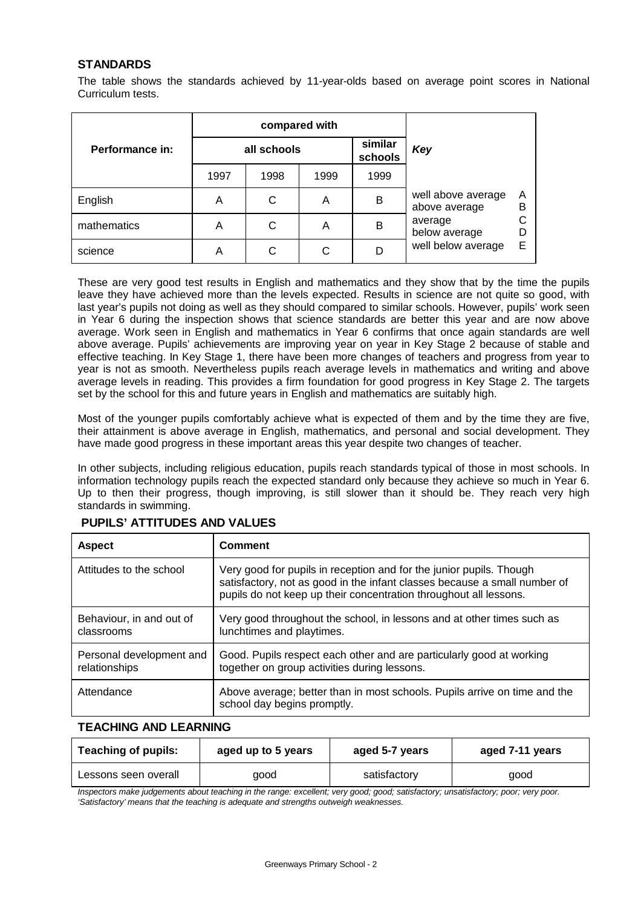## STANDARDS

The table shows the standards achieved by 11-year-olds based on average point scores in National Curriculum tests.

| Performance in: | compared with | | | | Key | |
|---|---|---|---|---|---|---|
| | all schools | | | similar schools | | |
| | 1997 | 1998 | 1999 | 1999 | | |
| English | A | C | A | B | well above average<br>above average | A<br>B |
| mathematics | A | C | A | B | average<br>below average | C<br>D |
| science | A | C | C | D | well below average | E |

These are very good test results in English and mathematics and they show that by the time the pupils leave they have achieved more than the levels expected. Results in science are not quite so good, with last year's pupils not doing as well as they should compared to similar schools. However, pupils' work seen in Year 6 during the inspection shows that science standards are better this year and are now above average. Work seen in English and mathematics in Year 6 confirms that once again standards are well above average. Pupils' achievements are improving year on year in Key Stage 2 because of stable and effective teaching. In Key Stage 1, there have been more changes of teachers and progress from year to year is not as smooth. Nevertheless pupils reach average levels in mathematics and writing and above average levels in reading. This provides a firm foundation for good progress in Key Stage 2. The targets set by the school for this and future years in English and mathematics are suitably high.

Most of the younger pupils comfortably achieve what is expected of them and by the time they are five, their attainment is above average in English, mathematics, and personal and social development. They have made good progress in these important areas this year despite two changes of teacher.

In other subjects, including religious education, pupils reach standards typical of those in most schools. In information technology pupils reach the expected standard only because they achieve so much in Year 6. Up to then their progress, though improving, is still slower than it should be. They reach very high standards in swimming.

## PUPILS' ATTITUDES AND VALUES

| Aspect | Comment |
|---|---|
| Attitudes to the school | Very good for pupils in reception and for the junior pupils. Though satisfactory, not as good in the infant classes because a small number of pupils do not keep up their concentration throughout all lessons. |
| Behaviour, in and out of classrooms | Very good throughout the school, in lessons and at other times such as lunchtimes and playtimes. |
| Personal development and relationships | Good. Pupils respect each other and are particularly good at working together on group activities during lessons. |
| Attendance | Above average; better than in most schools. Pupils arrive on time and the school day begins promptly. |

## TEACHING AND LEARNING

| Teaching of pupils: | aged up to 5 years | aged 5-7 years | aged 7-11 years |
|---|---|---|---|
| Lessons seen overall | good | satisfactory | good |

*Inspectors make judgements about teaching in the range: excellent; very good; good; satisfactory; unsatisfactory; poor; very poor. 'Satisfactory' means that the teaching is adequate and strengths outweigh weaknesses.*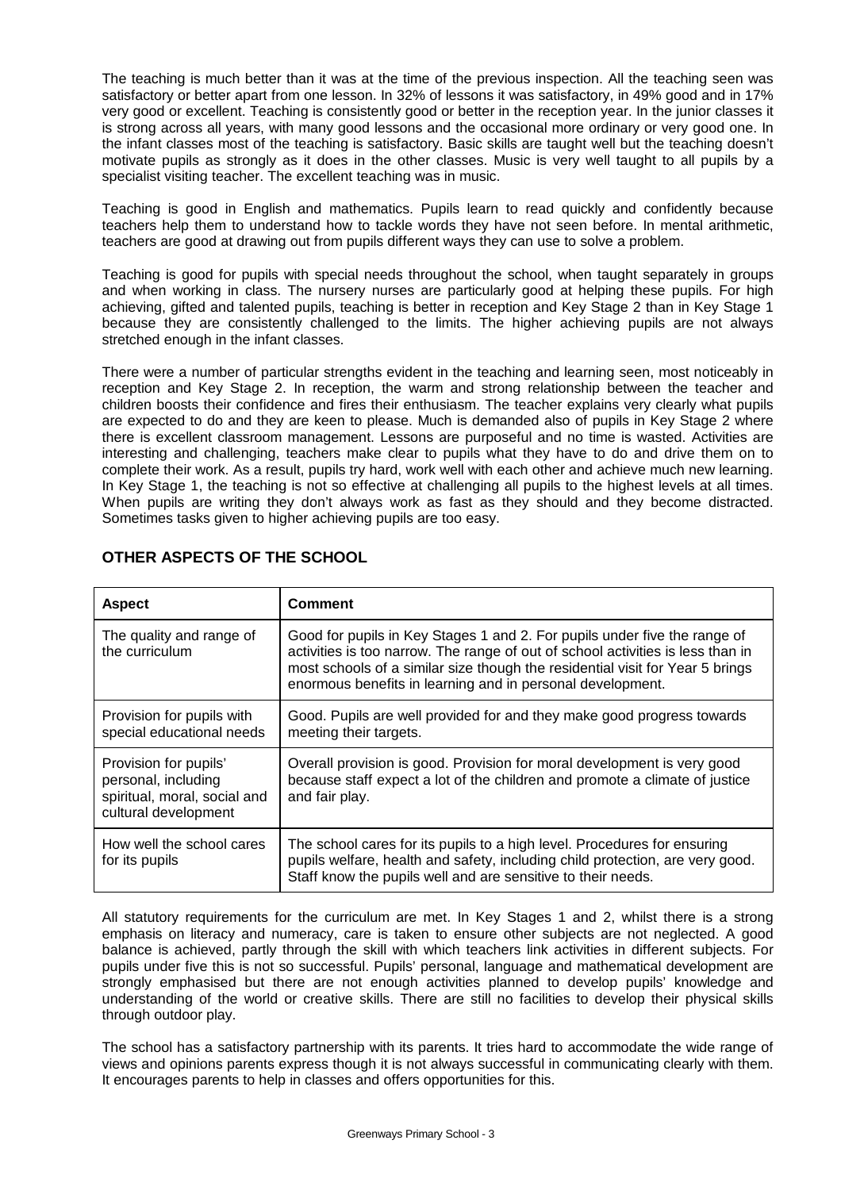The teaching is much better than it was at the time of the previous inspection. All the teaching seen was satisfactory or better apart from one lesson. In 32% of lessons it was satisfactory, in 49% good and in 17% very good or excellent. Teaching is consistently good or better in the reception year. In the junior classes it is strong across all years, with many good lessons and the occasional more ordinary or very good one. In the infant classes most of the teaching is satisfactory. Basic skills are taught well but the teaching doesn't motivate pupils as strongly as it does in the other classes. Music is very well taught to all pupils by a specialist visiting teacher. The excellent teaching was in music.

Teaching is good in English and mathematics. Pupils learn to read quickly and confidently because teachers help them to understand how to tackle words they have not seen before. In mental arithmetic, teachers are good at drawing out from pupils different ways they can use to solve a problem.

Teaching is good for pupils with special needs throughout the school, when taught separately in groups and when working in class. The nursery nurses are particularly good at helping these pupils. For high achieving, gifted and talented pupils, teaching is better in reception and Key Stage 2 than in Key Stage 1 because they are consistently challenged to the limits. The higher achieving pupils are not always stretched enough in the infant classes.

There were a number of particular strengths evident in the teaching and learning seen, most noticeably in reception and Key Stage 2. In reception, the warm and strong relationship between the teacher and children boosts their confidence and fires their enthusiasm. The teacher explains very clearly what pupils are expected to do and they are keen to please. Much is demanded also of pupils in Key Stage 2 where there is excellent classroom management. Lessons are purposeful and no time is wasted. Activities are interesting and challenging, teachers make clear to pupils what they have to do and drive them on to complete their work. As a result, pupils try hard, work well with each other and achieve much new learning. In Key Stage 1, the teaching is not so effective at challenging all pupils to the highest levels at all times. When pupils are writing they don't always work as fast as they should and they become distracted. Sometimes tasks given to higher achieving pupils are too easy.

## OTHER ASPECTS OF THE SCHOOL

| Aspect | Comment |
|---|---|
| The quality and range of the curriculum | Good for pupils in Key Stages 1 and 2. For pupils under five the range of activities is too narrow. The range of out of school activities is less than in most schools of a similar size though the residential visit for Year 5 brings enormous benefits in learning and in personal development. |
| Provision for pupils with special educational needs | Good. Pupils are well provided for and they make good progress towards meeting their targets. |
| Provision for pupils' personal, including spiritual, moral, social and cultural development | Overall provision is good. Provision for moral development is very good because staff expect a lot of the children and promote a climate of justice and fair play. |
| How well the school cares for its pupils | The school cares for its pupils to a high level. Procedures for ensuring pupils welfare, health and safety, including child protection, are very good. Staff know the pupils well and are sensitive to their needs. |

All statutory requirements for the curriculum are met. In Key Stages 1 and 2, whilst there is a strong emphasis on literacy and numeracy, care is taken to ensure other subjects are not neglected. A good balance is achieved, partly through the skill with which teachers link activities in different subjects. For pupils under five this is not so successful. Pupils' personal, language and mathematical development are strongly emphasised but there are not enough activities planned to develop pupils' knowledge and understanding of the world or creative skills. There are still no facilities to develop their physical skills through outdoor play.

The school has a satisfactory partnership with its parents. It tries hard to accommodate the wide range of views and opinions parents express though it is not always successful in communicating clearly with them. It encourages parents to help in classes and offers opportunities for this.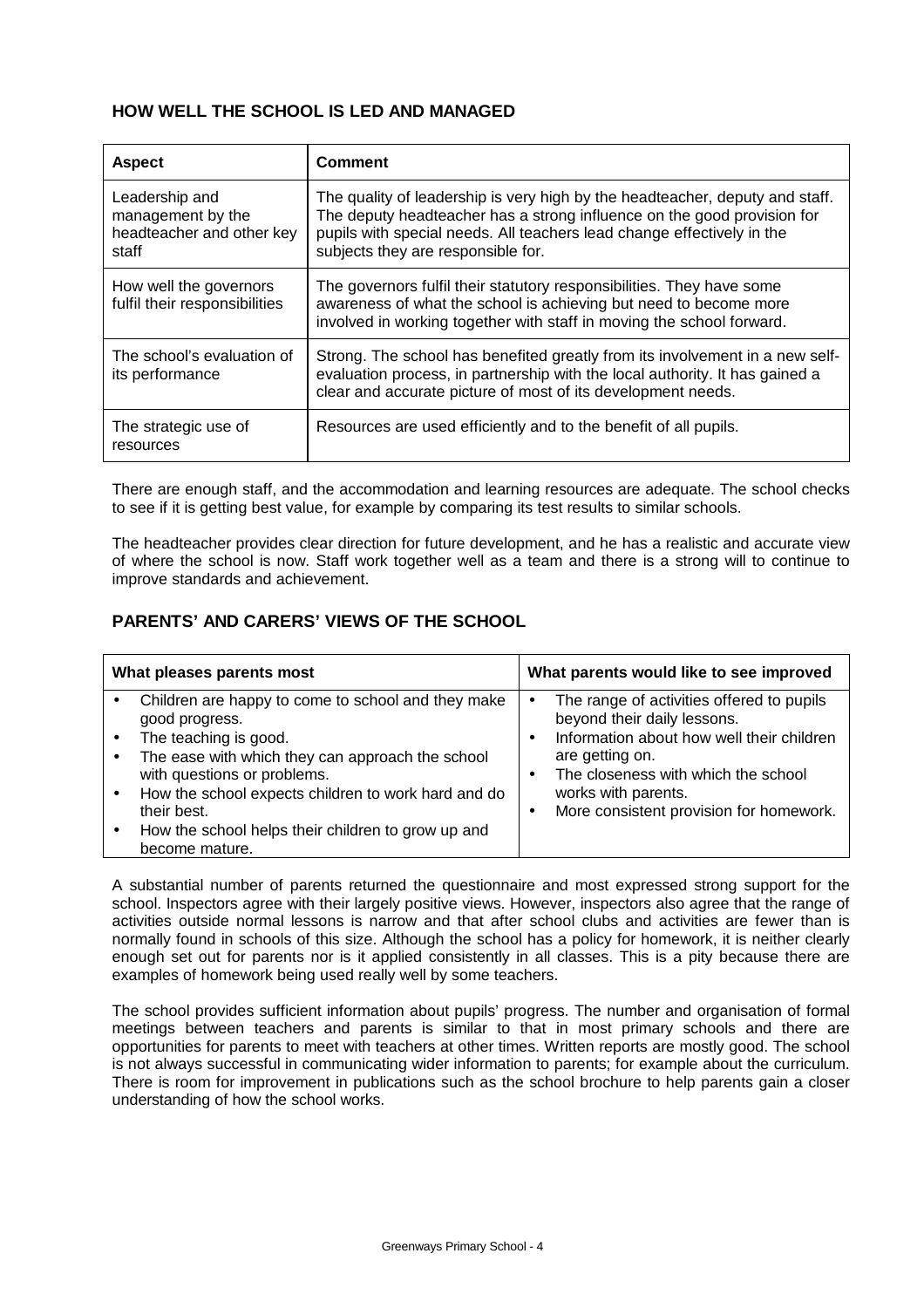## HOW WELL THE SCHOOL IS LED AND MANAGED

| Aspect | Comment |
|---|---|
| Leadership and management by the headteacher and other key staff | The quality of leadership is very high by the headteacher, deputy and staff. The deputy headteacher has a strong influence on the good provision for pupils with special needs. All teachers lead change effectively in the subjects they are responsible for. |
| How well the governors fulfil their responsibilities | The governors fulfil their statutory responsibilities. They have some awareness of what the school is achieving but need to become more involved in working together with staff in moving the school forward. |
| The school's evaluation of its performance | Strong. The school has benefited greatly from its involvement in a new self-evaluation process, in partnership with the local authority. It has gained a clear and accurate picture of most of its development needs. |
| The strategic use of resources | Resources are used efficiently and to the benefit of all pupils. |

There are enough staff, and the accommodation and learning resources are adequate. The school checks to see if it is getting best value, for example by comparing its test results to similar schools.

The headteacher provides clear direction for future development, and he has a realistic and accurate view of where the school is now. Staff work together well as a team and there is a strong will to continue to improve standards and achievement.

## PARENTS' AND CARERS' VIEWS OF THE SCHOOL

| What pleases parents most | What parents would like to see improved |
|---|---|
| • Children are happy to come to school and they make good progress.<br>• The teaching is good.<br>• The ease with which they can approach the school with questions or problems.<br>• How the school expects children to work hard and do their best.<br>• How the school helps their children to grow up and become mature. | • The range of activities offered to pupils beyond their daily lessons.<br>• Information about how well their children are getting on.<br>• The closeness with which the school works with parents.<br>• More consistent provision for homework. |

A substantial number of parents returned the questionnaire and most expressed strong support for the school. Inspectors agree with their largely positive views. However, inspectors also agree that the range of activities outside normal lessons is narrow and that after school clubs and activities are fewer than is normally found in schools of this size. Although the school has a policy for homework, it is neither clearly enough set out for parents nor is it applied consistently in all classes. This is a pity because there are examples of homework being used really well by some teachers.

The school provides sufficient information about pupils' progress. The number and organisation of formal meetings between teachers and parents is similar to that in most primary schools and there are opportunities for parents to meet with teachers at other times. Written reports are mostly good. The school is not always successful in communicating wider information to parents; for example about the curriculum. There is room for improvement in publications such as the school brochure to help parents gain a closer understanding of how the school works.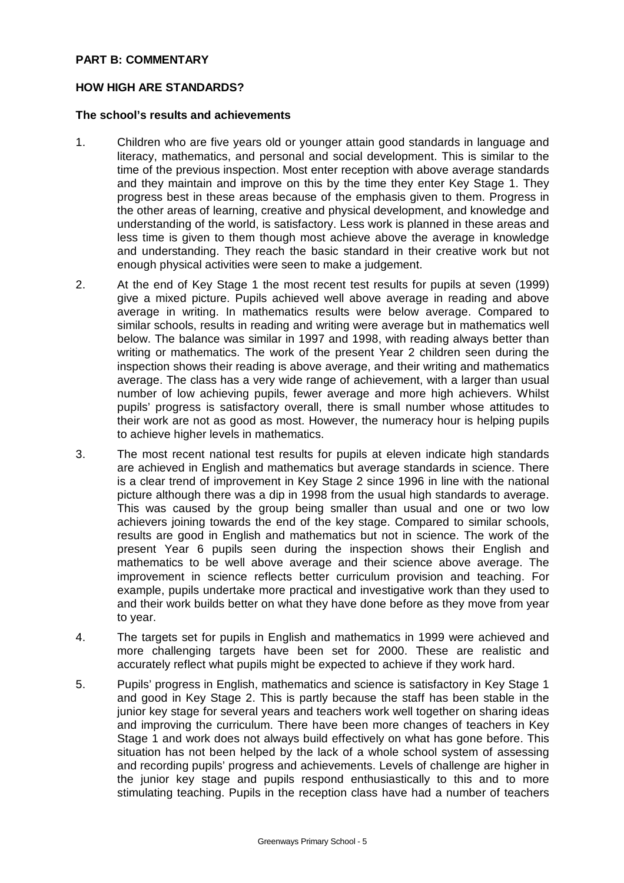**PART B: COMMENTARY**

**HOW HIGH ARE STANDARDS?**

**The school's results and achievements**

1. Children who are five years old or younger attain good standards in language and literacy, mathematics, and personal and social development. This is similar to the time of the previous inspection. Most enter reception with above average standards and they maintain and improve on this by the time they enter Key Stage 1. They progress best in these areas because of the emphasis given to them. Progress in the other areas of learning, creative and physical development, and knowledge and understanding of the world, is satisfactory. Less work is planned in these areas and less time is given to them though most achieve above the average in knowledge and understanding. They reach the basic standard in their creative work but not enough physical activities were seen to make a judgement.

2. At the end of Key Stage 1 the most recent test results for pupils at seven (1999) give a mixed picture. Pupils achieved well above average in reading and above average in writing. In mathematics results were below average. Compared to similar schools, results in reading and writing were average but in mathematics well below. The balance was similar in 1997 and 1998, with reading always better than writing or mathematics. The work of the present Year 2 children seen during the inspection shows their reading is above average, and their writing and mathematics average. The class has a very wide range of achievement, with a larger than usual number of low achieving pupils, fewer average and more high achievers. Whilst pupils' progress is satisfactory overall, there is small number whose attitudes to their work are not as good as most. However, the numeracy hour is helping pupils to achieve higher levels in mathematics.

3. The most recent national test results for pupils at eleven indicate high standards are achieved in English and mathematics but average standards in science. There is a clear trend of improvement in Key Stage 2 since 1996 in line with the national picture although there was a dip in 1998 from the usual high standards to average. This was caused by the group being smaller than usual and one or two low achievers joining towards the end of the key stage. Compared to similar schools, results are good in English and mathematics but not in science. The work of the present Year 6 pupils seen during the inspection shows their English and mathematics to be well above average and their science above average. The improvement in science reflects better curriculum provision and teaching. For example, pupils undertake more practical and investigative work than they used to and their work builds better on what they have done before as they move from year to year.

4. The targets set for pupils in English and mathematics in 1999 were achieved and more challenging targets have been set for 2000. These are realistic and accurately reflect what pupils might be expected to achieve if they work hard.

5. Pupils' progress in English, mathematics and science is satisfactory in Key Stage 1 and good in Key Stage 2. This is partly because the staff has been stable in the junior key stage for several years and teachers work well together on sharing ideas and improving the curriculum. There have been more changes of teachers in Key Stage 1 and work does not always build effectively on what has gone before. This situation has not been helped by the lack of a whole school system of assessing and recording pupils' progress and achievements. Levels of challenge are higher in the junior key stage and pupils respond enthusiastically to this and to more stimulating teaching. Pupils in the reception class have had a number of teachers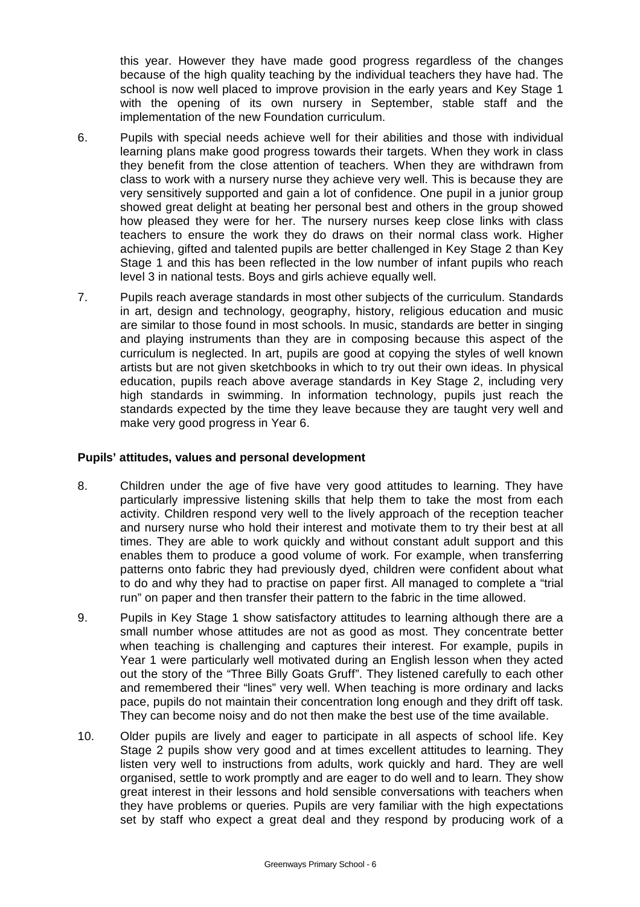this year. However they have made good progress regardless of the changes because of the high quality teaching by the individual teachers they have had. The school is now well placed to improve provision in the early years and Key Stage 1 with the opening of its own nursery in September, stable staff and the implementation of the new Foundation curriculum.

6. Pupils with special needs achieve well for their abilities and those with individual learning plans make good progress towards their targets. When they work in class they benefit from the close attention of teachers. When they are withdrawn from class to work with a nursery nurse they achieve very well. This is because they are very sensitively supported and gain a lot of confidence. One pupil in a junior group showed great delight at beating her personal best and others in the group showed how pleased they were for her. The nursery nurses keep close links with class teachers to ensure the work they do draws on their normal class work. Higher achieving, gifted and talented pupils are better challenged in Key Stage 2 than Key Stage 1 and this has been reflected in the low number of infant pupils who reach level 3 in national tests. Boys and girls achieve equally well.

7. Pupils reach average standards in most other subjects of the curriculum. Standards in art, design and technology, geography, history, religious education and music are similar to those found in most schools. In music, standards are better in singing and playing instruments than they are in composing because this aspect of the curriculum is neglected. In art, pupils are good at copying the styles of well known artists but are not given sketchbooks in which to try out their own ideas. In physical education, pupils reach above average standards in Key Stage 2, including very high standards in swimming. In information technology, pupils just reach the standards expected by the time they leave because they are taught very well and make very good progress in Year 6.

**Pupils' attitudes, values and personal development**

8. Children under the age of five have very good attitudes to learning. They have particularly impressive listening skills that help them to take the most from each activity. Children respond very well to the lively approach of the reception teacher and nursery nurse who hold their interest and motivate them to try their best at all times. They are able to work quickly and without constant adult support and this enables them to produce a good volume of work. For example, when transferring patterns onto fabric they had previously dyed, children were confident about what to do and why they had to practise on paper first. All managed to complete a "trial run" on paper and then transfer their pattern to the fabric in the time allowed.

9. Pupils in Key Stage 1 show satisfactory attitudes to learning although there are a small number whose attitudes are not as good as most. They concentrate better when teaching is challenging and captures their interest. For example, pupils in Year 1 were particularly well motivated during an English lesson when they acted out the story of the "Three Billy Goats Gruff". They listened carefully to each other and remembered their "lines" very well. When teaching is more ordinary and lacks pace, pupils do not maintain their concentration long enough and they drift off task. They can become noisy and do not then make the best use of the time available.

10. Older pupils are lively and eager to participate in all aspects of school life. Key Stage 2 pupils show very good and at times excellent attitudes to learning. They listen very well to instructions from adults, work quickly and hard. They are well organised, settle to work promptly and are eager to do well and to learn. They show great interest in their lessons and hold sensible conversations with teachers when they have problems or queries. Pupils are very familiar with the high expectations set by staff who expect a great deal and they respond by producing work of a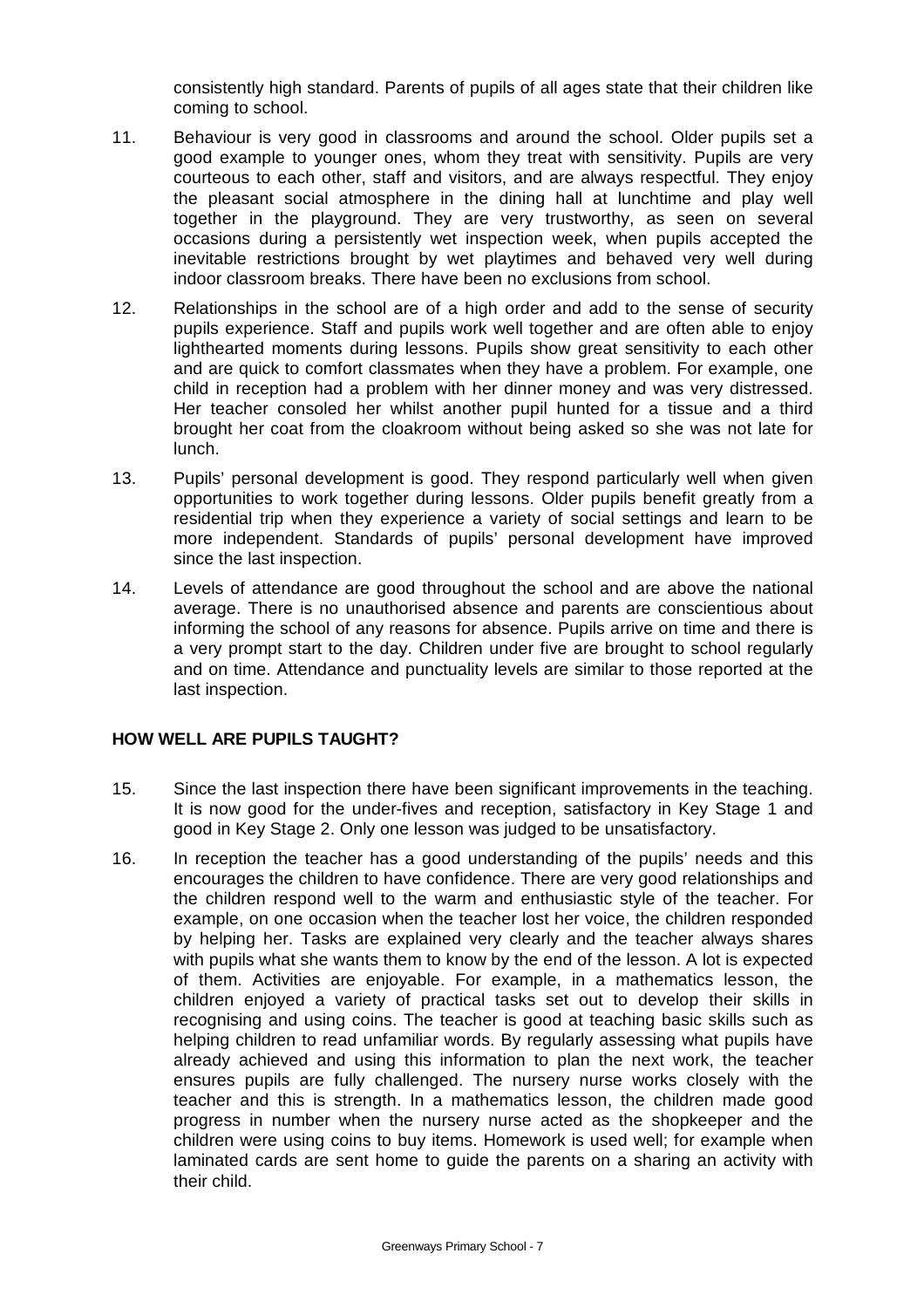consistently high standard. Parents of pupils of all ages state that their children like coming to school.

11. Behaviour is very good in classrooms and around the school. Older pupils set a good example to younger ones, whom they treat with sensitivity. Pupils are very courteous to each other, staff and visitors, and are always respectful. They enjoy the pleasant social atmosphere in the dining hall at lunchtime and play well together in the playground. They are very trustworthy, as seen on several occasions during a persistently wet inspection week, when pupils accepted the inevitable restrictions brought by wet playtimes and behaved very well during indoor classroom breaks. There have been no exclusions from school.

12. Relationships in the school are of a high order and add to the sense of security pupils experience. Staff and pupils work well together and are often able to enjoy lighthearted moments during lessons. Pupils show great sensitivity to each other and are quick to comfort classmates when they have a problem. For example, one child in reception had a problem with her dinner money and was very distressed. Her teacher consoled her whilst another pupil hunted for a tissue and a third brought her coat from the cloakroom without being asked so she was not late for lunch.

13. Pupils' personal development is good. They respond particularly well when given opportunities to work together during lessons. Older pupils benefit greatly from a residential trip when they experience a variety of social settings and learn to be more independent. Standards of pupils' personal development have improved since the last inspection.

14. Levels of attendance are good throughout the school and are above the national average. There is no unauthorised absence and parents are conscientious about informing the school of any reasons for absence. Pupils arrive on time and there is a very prompt start to the day. Children under five are brought to school regularly and on time. Attendance and punctuality levels are similar to those reported at the last inspection.

## HOW WELL ARE PUPILS TAUGHT?

15. Since the last inspection there have been significant improvements in the teaching. It is now good for the under-fives and reception, satisfactory in Key Stage 1 and good in Key Stage 2. Only one lesson was judged to be unsatisfactory.

16. In reception the teacher has a good understanding of the pupils' needs and this encourages the children to have confidence. There are very good relationships and the children respond well to the warm and enthusiastic style of the teacher. For example, on one occasion when the teacher lost her voice, the children responded by helping her. Tasks are explained very clearly and the teacher always shares with pupils what she wants them to know by the end of the lesson. A lot is expected of them. Activities are enjoyable. For example, in a mathematics lesson, the children enjoyed a variety of practical tasks set out to develop their skills in recognising and using coins. The teacher is good at teaching basic skills such as helping children to read unfamiliar words. By regularly assessing what pupils have already achieved and using this information to plan the next work, the teacher ensures pupils are fully challenged. The nursery nurse works closely with the teacher and this is strength. In a mathematics lesson, the children made good progress in number when the nursery nurse acted as the shopkeeper and the children were using coins to buy items. Homework is used well; for example when laminated cards are sent home to guide the parents on a sharing an activity with their child.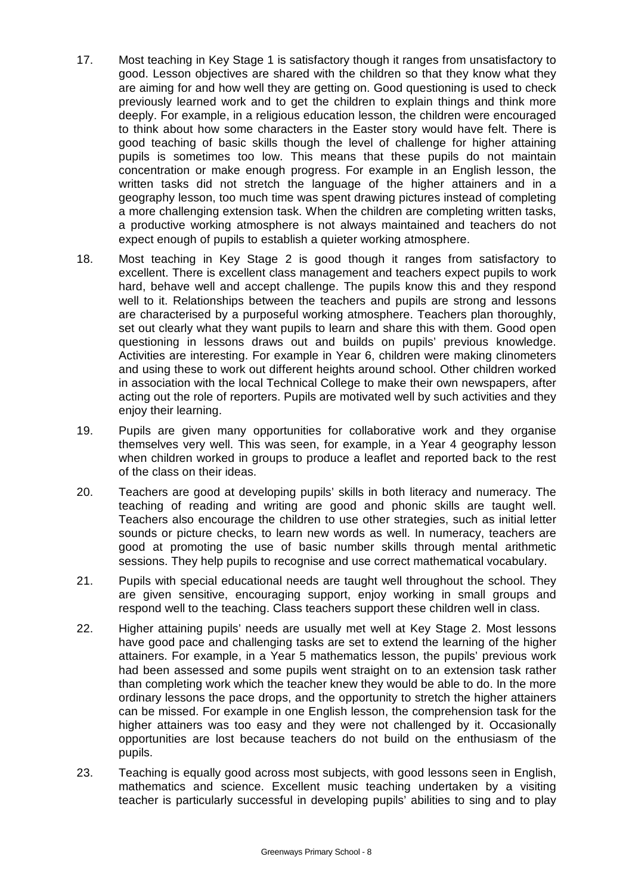17. Most teaching in Key Stage 1 is satisfactory though it ranges from unsatisfactory to good. Lesson objectives are shared with the children so that they know what they are aiming for and how well they are getting on. Good questioning is used to check previously learned work and to get the children to explain things and think more deeply. For example, in a religious education lesson, the children were encouraged to think about how some characters in the Easter story would have felt. There is good teaching of basic skills though the level of challenge for higher attaining pupils is sometimes too low. This means that these pupils do not maintain concentration or make enough progress. For example in an English lesson, the written tasks did not stretch the language of the higher attainers and in a geography lesson, too much time was spent drawing pictures instead of completing a more challenging extension task. When the children are completing written tasks, a productive working atmosphere is not always maintained and teachers do not expect enough of pupils to establish a quieter working atmosphere.

18. Most teaching in Key Stage 2 is good though it ranges from satisfactory to excellent. There is excellent class management and teachers expect pupils to work hard, behave well and accept challenge. The pupils know this and they respond well to it. Relationships between the teachers and pupils are strong and lessons are characterised by a purposeful working atmosphere. Teachers plan thoroughly, set out clearly what they want pupils to learn and share this with them. Good open questioning in lessons draws out and builds on pupils' previous knowledge. Activities are interesting. For example in Year 6, children were making clinometers and using these to work out different heights around school. Other children worked in association with the local Technical College to make their own newspapers, after acting out the role of reporters. Pupils are motivated well by such activities and they enjoy their learning.

19. Pupils are given many opportunities for collaborative work and they organise themselves very well. This was seen, for example, in a Year 4 geography lesson when children worked in groups to produce a leaflet and reported back to the rest of the class on their ideas.

20. Teachers are good at developing pupils' skills in both literacy and numeracy. The teaching of reading and writing are good and phonic skills are taught well. Teachers also encourage the children to use other strategies, such as initial letter sounds or picture checks, to learn new words as well. In numeracy, teachers are good at promoting the use of basic number skills through mental arithmetic sessions. They help pupils to recognise and use correct mathematical vocabulary.

21. Pupils with special educational needs are taught well throughout the school. They are given sensitive, encouraging support, enjoy working in small groups and respond well to the teaching. Class teachers support these children well in class.

22. Higher attaining pupils' needs are usually met well at Key Stage 2. Most lessons have good pace and challenging tasks are set to extend the learning of the higher attainers. For example, in a Year 5 mathematics lesson, the pupils' previous work had been assessed and some pupils went straight on to an extension task rather than completing work which the teacher knew they would be able to do. In the more ordinary lessons the pace drops, and the opportunity to stretch the higher attainers can be missed. For example in one English lesson, the comprehension task for the higher attainers was too easy and they were not challenged by it. Occasionally opportunities are lost because teachers do not build on the enthusiasm of the pupils.

23. Teaching is equally good across most subjects, with good lessons seen in English, mathematics and science. Excellent music teaching undertaken by a visiting teacher is particularly successful in developing pupils' abilities to sing and to play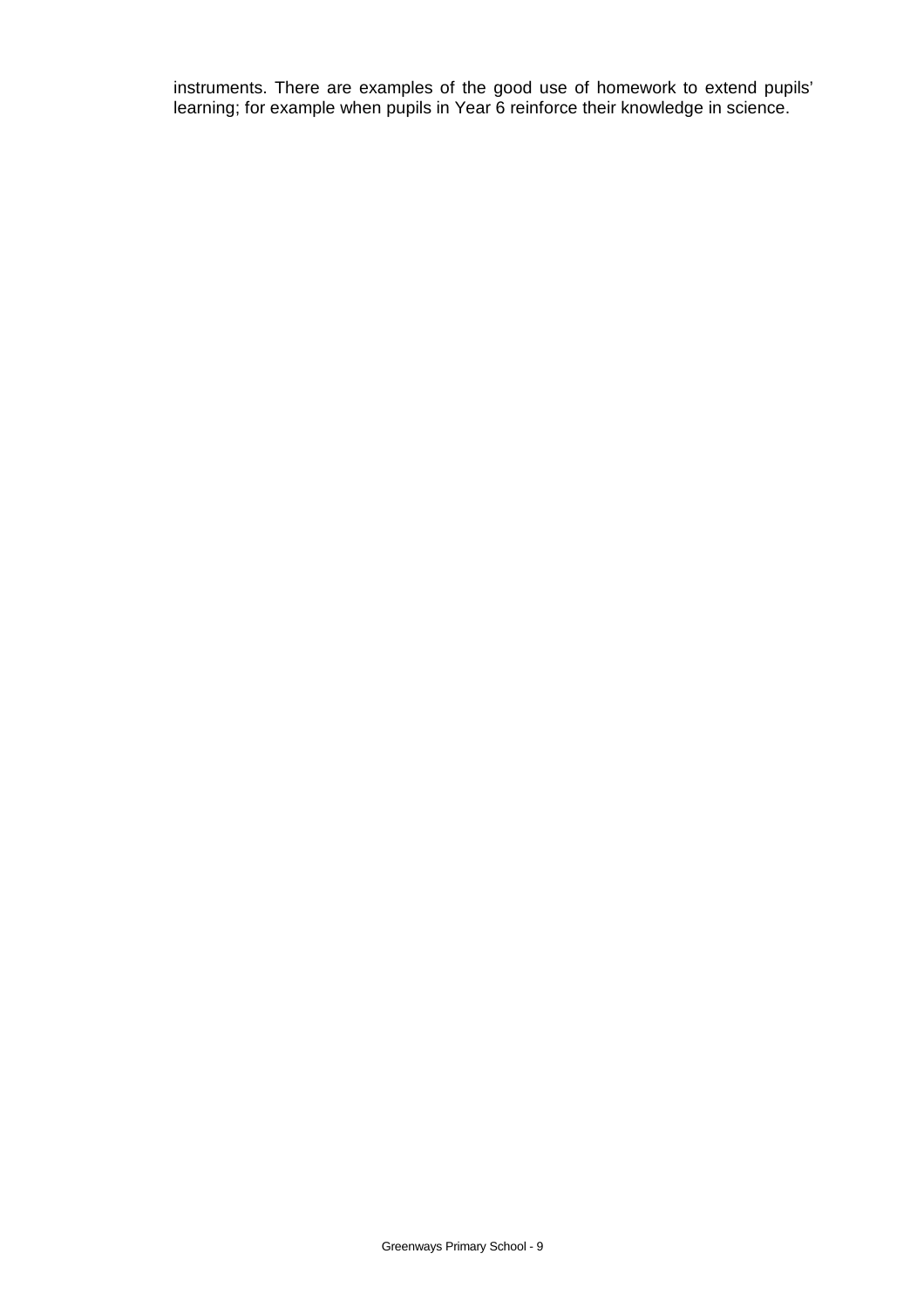instruments. There are examples of the good use of homework to extend pupils' learning; for example when pupils in Year 6 reinforce their knowledge in science.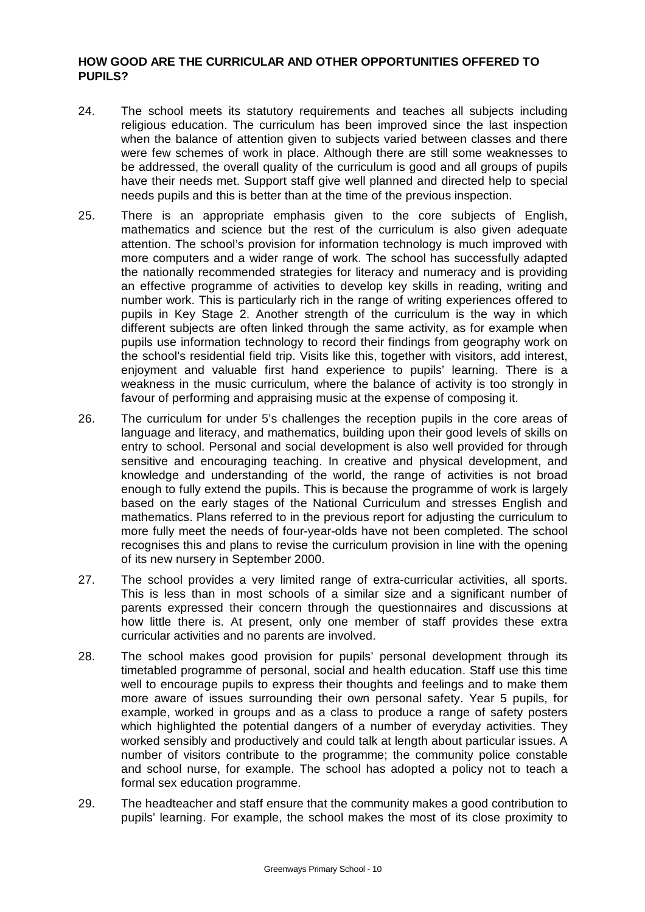## HOW GOOD ARE THE CURRICULAR AND OTHER OPPORTUNITIES OFFERED TO PUPILS?

24. The school meets its statutory requirements and teaches all subjects including religious education. The curriculum has been improved since the last inspection when the balance of attention given to subjects varied between classes and there were few schemes of work in place. Although there are still some weaknesses to be addressed, the overall quality of the curriculum is good and all groups of pupils have their needs met. Support staff give well planned and directed help to special needs pupils and this is better than at the time of the previous inspection.

25. There is an appropriate emphasis given to the core subjects of English, mathematics and science but the rest of the curriculum is also given adequate attention. The school's provision for information technology is much improved with more computers and a wider range of work. The school has successfully adapted the nationally recommended strategies for literacy and numeracy and is providing an effective programme of activities to develop key skills in reading, writing and number work. This is particularly rich in the range of writing experiences offered to pupils in Key Stage 2. Another strength of the curriculum is the way in which different subjects are often linked through the same activity, as for example when pupils use information technology to record their findings from geography work on the school's residential field trip. Visits like this, together with visitors, add interest, enjoyment and valuable first hand experience to pupils' learning. There is a weakness in the music curriculum, where the balance of activity is too strongly in favour of performing and appraising music at the expense of composing it.

26. The curriculum for under 5's challenges the reception pupils in the core areas of language and literacy, and mathematics, building upon their good levels of skills on entry to school. Personal and social development is also well provided for through sensitive and encouraging teaching. In creative and physical development, and knowledge and understanding of the world, the range of activities is not broad enough to fully extend the pupils. This is because the programme of work is largely based on the early stages of the National Curriculum and stresses English and mathematics. Plans referred to in the previous report for adjusting the curriculum to more fully meet the needs of four-year-olds have not been completed. The school recognises this and plans to revise the curriculum provision in line with the opening of its new nursery in September 2000.

27. The school provides a very limited range of extra-curricular activities, all sports. This is less than in most schools of a similar size and a significant number of parents expressed their concern through the questionnaires and discussions at how little there is. At present, only one member of staff provides these extra curricular activities and no parents are involved.

28. The school makes good provision for pupils' personal development through its timetabled programme of personal, social and health education. Staff use this time well to encourage pupils to express their thoughts and feelings and to make them more aware of issues surrounding their own personal safety. Year 5 pupils, for example, worked in groups and as a class to produce a range of safety posters which highlighted the potential dangers of a number of everyday activities. They worked sensibly and productively and could talk at length about particular issues. A number of visitors contribute to the programme; the community police constable and school nurse, for example. The school has adopted a policy not to teach a formal sex education programme.

29. The headteacher and staff ensure that the community makes a good contribution to pupils' learning. For example, the school makes the most of its close proximity to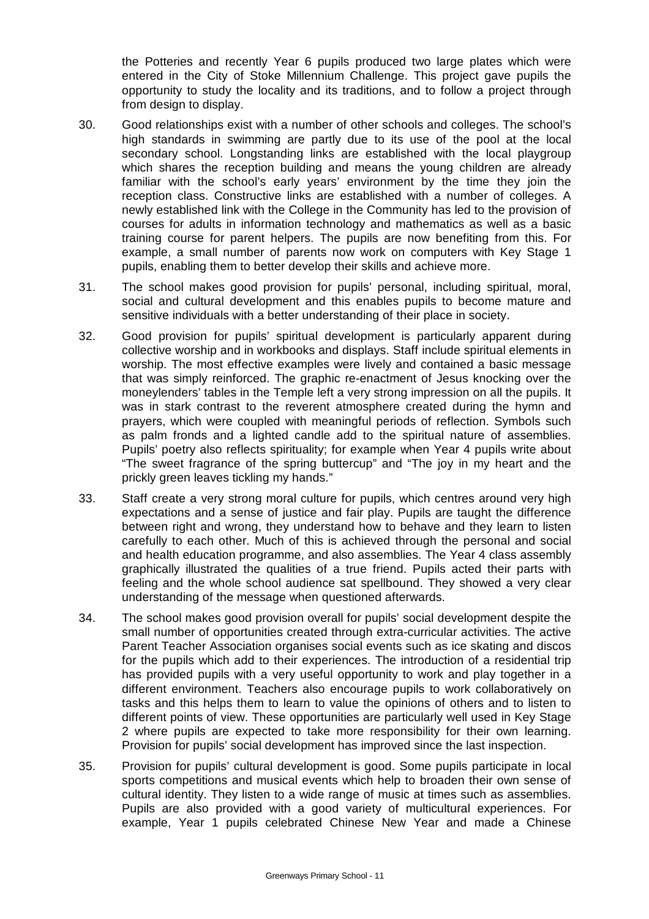the Potteries and recently Year 6 pupils produced two large plates which were entered in the City of Stoke Millennium Challenge. This project gave pupils the opportunity to study the locality and its traditions, and to follow a project through from design to display.

30. Good relationships exist with a number of other schools and colleges. The school's high standards in swimming are partly due to its use of the pool at the local secondary school. Longstanding links are established with the local playgroup which shares the reception building and means the young children are already familiar with the school's early years' environment by the time they join the reception class. Constructive links are established with a number of colleges. A newly established link with the College in the Community has led to the provision of courses for adults in information technology and mathematics as well as a basic training course for parent helpers. The pupils are now benefiting from this. For example, a small number of parents now work on computers with Key Stage 1 pupils, enabling them to better develop their skills and achieve more.

31. The school makes good provision for pupils' personal, including spiritual, moral, social and cultural development and this enables pupils to become mature and sensitive individuals with a better understanding of their place in society.

32. Good provision for pupils' spiritual development is particularly apparent during collective worship and in workbooks and displays. Staff include spiritual elements in worship. The most effective examples were lively and contained a basic message that was simply reinforced. The graphic re-enactment of Jesus knocking over the moneylenders' tables in the Temple left a very strong impression on all the pupils. It was in stark contrast to the reverent atmosphere created during the hymn and prayers, which were coupled with meaningful periods of reflection. Symbols such as palm fronds and a lighted candle add to the spiritual nature of assemblies. Pupils' poetry also reflects spirituality; for example when Year 4 pupils write about "The sweet fragrance of the spring buttercup" and "The joy in my heart and the prickly green leaves tickling my hands."

33. Staff create a very strong moral culture for pupils, which centres around very high expectations and a sense of justice and fair play. Pupils are taught the difference between right and wrong, they understand how to behave and they learn to listen carefully to each other. Much of this is achieved through the personal and social and health education programme, and also assemblies. The Year 4 class assembly graphically illustrated the qualities of a true friend. Pupils acted their parts with feeling and the whole school audience sat spellbound. They showed a very clear understanding of the message when questioned afterwards.

34. The school makes good provision overall for pupils' social development despite the small number of opportunities created through extra-curricular activities. The active Parent Teacher Association organises social events such as ice skating and discos for the pupils which add to their experiences. The introduction of a residential trip has provided pupils with a very useful opportunity to work and play together in a different environment. Teachers also encourage pupils to work collaboratively on tasks and this helps them to learn to value the opinions of others and to listen to different points of view. These opportunities are particularly well used in Key Stage 2 where pupils are expected to take more responsibility for their own learning. Provision for pupils' social development has improved since the last inspection.

35. Provision for pupils' cultural development is good. Some pupils participate in local sports competitions and musical events which help to broaden their own sense of cultural identity. They listen to a wide range of music at times such as assemblies. Pupils are also provided with a good variety of multicultural experiences. For example, Year 1 pupils celebrated Chinese New Year and made a Chinese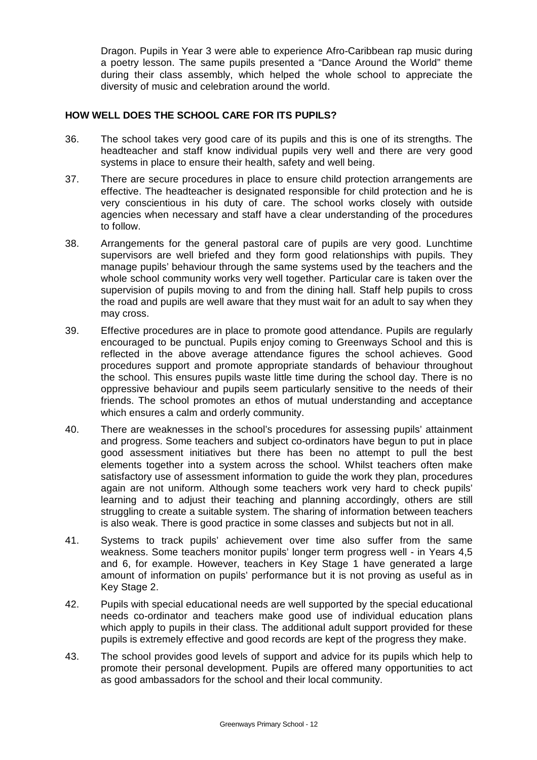Dragon. Pupils in Year 3 were able to experience Afro-Caribbean rap music during a poetry lesson. The same pupils presented a "Dance Around the World" theme during their class assembly, which helped the whole school to appreciate the diversity of music and celebration around the world.

## HOW WELL DOES THE SCHOOL CARE FOR ITS PUPILS?

36. The school takes very good care of its pupils and this is one of its strengths. The headteacher and staff know individual pupils very well and there are very good systems in place to ensure their health, safety and well being.

37. There are secure procedures in place to ensure child protection arrangements are effective. The headteacher is designated responsible for child protection and he is very conscientious in his duty of care. The school works closely with outside agencies when necessary and staff have a clear understanding of the procedures to follow.

38. Arrangements for the general pastoral care of pupils are very good. Lunchtime supervisors are well briefed and they form good relationships with pupils. They manage pupils' behaviour through the same systems used by the teachers and the whole school community works very well together. Particular care is taken over the supervision of pupils moving to and from the dining hall. Staff help pupils to cross the road and pupils are well aware that they must wait for an adult to say when they may cross.

39. Effective procedures are in place to promote good attendance. Pupils are regularly encouraged to be punctual. Pupils enjoy coming to Greenways School and this is reflected in the above average attendance figures the school achieves. Good procedures support and promote appropriate standards of behaviour throughout the school. This ensures pupils waste little time during the school day. There is no oppressive behaviour and pupils seem particularly sensitive to the needs of their friends. The school promotes an ethos of mutual understanding and acceptance which ensures a calm and orderly community.

40. There are weaknesses in the school's procedures for assessing pupils' attainment and progress. Some teachers and subject co-ordinators have begun to put in place good assessment initiatives but there has been no attempt to pull the best elements together into a system across the school. Whilst teachers often make satisfactory use of assessment information to guide the work they plan, procedures again are not uniform. Although some teachers work very hard to check pupils' learning and to adjust their teaching and planning accordingly, others are still struggling to create a suitable system. The sharing of information between teachers is also weak. There is good practice in some classes and subjects but not in all.

41. Systems to track pupils' achievement over time also suffer from the same weakness. Some teachers monitor pupils' longer term progress well - in Years 4,5 and 6, for example. However, teachers in Key Stage 1 have generated a large amount of information on pupils' performance but it is not proving as useful as in Key Stage 2.

42. Pupils with special educational needs are well supported by the special educational needs co-ordinator and teachers make good use of individual education plans which apply to pupils in their class. The additional adult support provided for these pupils is extremely effective and good records are kept of the progress they make.

43. The school provides good levels of support and advice for its pupils which help to promote their personal development. Pupils are offered many opportunities to act as good ambassadors for the school and their local community.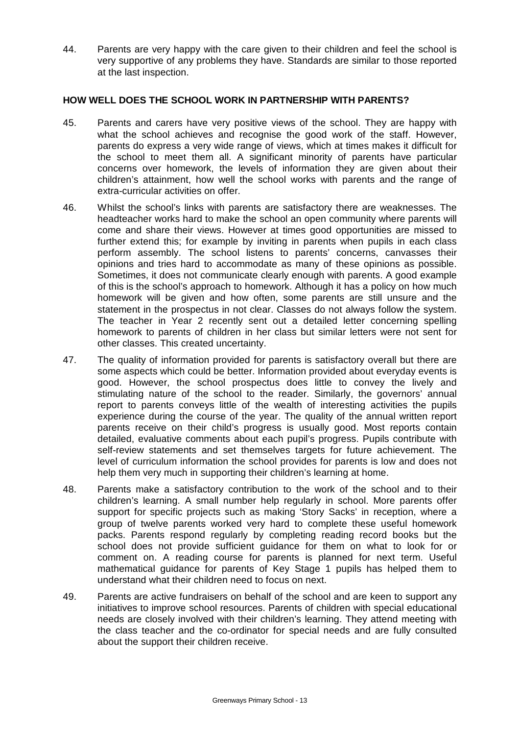44. Parents are very happy with the care given to their children and feel the school is very supportive of any problems they have. Standards are similar to those reported at the last inspection.

## HOW WELL DOES THE SCHOOL WORK IN PARTNERSHIP WITH PARENTS?

45. Parents and carers have very positive views of the school. They are happy with what the school achieves and recognise the good work of the staff. However, parents do express a very wide range of views, which at times makes it difficult for the school to meet them all. A significant minority of parents have particular concerns over homework, the levels of information they are given about their children's attainment, how well the school works with parents and the range of extra-curricular activities on offer.

46. Whilst the school's links with parents are satisfactory there are weaknesses. The headteacher works hard to make the school an open community where parents will come and share their views. However at times good opportunities are missed to further extend this; for example by inviting in parents when pupils in each class perform assembly. The school listens to parents' concerns, canvasses their opinions and tries hard to accommodate as many of these opinions as possible. Sometimes, it does not communicate clearly enough with parents. A good example of this is the school's approach to homework. Although it has a policy on how much homework will be given and how often, some parents are still unsure and the statement in the prospectus in not clear. Classes do not always follow the system. The teacher in Year 2 recently sent out a detailed letter concerning spelling homework to parents of children in her class but similar letters were not sent for other classes. This created uncertainty.

47. The quality of information provided for parents is satisfactory overall but there are some aspects which could be better. Information provided about everyday events is good. However, the school prospectus does little to convey the lively and stimulating nature of the school to the reader. Similarly, the governors' annual report to parents conveys little of the wealth of interesting activities the pupils experience during the course of the year. The quality of the annual written report parents receive on their child's progress is usually good. Most reports contain detailed, evaluative comments about each pupil's progress. Pupils contribute with self-review statements and set themselves targets for future achievement. The level of curriculum information the school provides for parents is low and does not help them very much in supporting their children's learning at home.

48. Parents make a satisfactory contribution to the work of the school and to their children's learning. A small number help regularly in school. More parents offer support for specific projects such as making 'Story Sacks' in reception, where a group of twelve parents worked very hard to complete these useful homework packs. Parents respond regularly by completing reading record books but the school does not provide sufficient guidance for them on what to look for or comment on. A reading course for parents is planned for next term. Useful mathematical guidance for parents of Key Stage 1 pupils has helped them to understand what their children need to focus on next.

49. Parents are active fundraisers on behalf of the school and are keen to support any initiatives to improve school resources. Parents of children with special educational needs are closely involved with their children's learning. They attend meeting with the class teacher and the co-ordinator for special needs and are fully consulted about the support their children receive.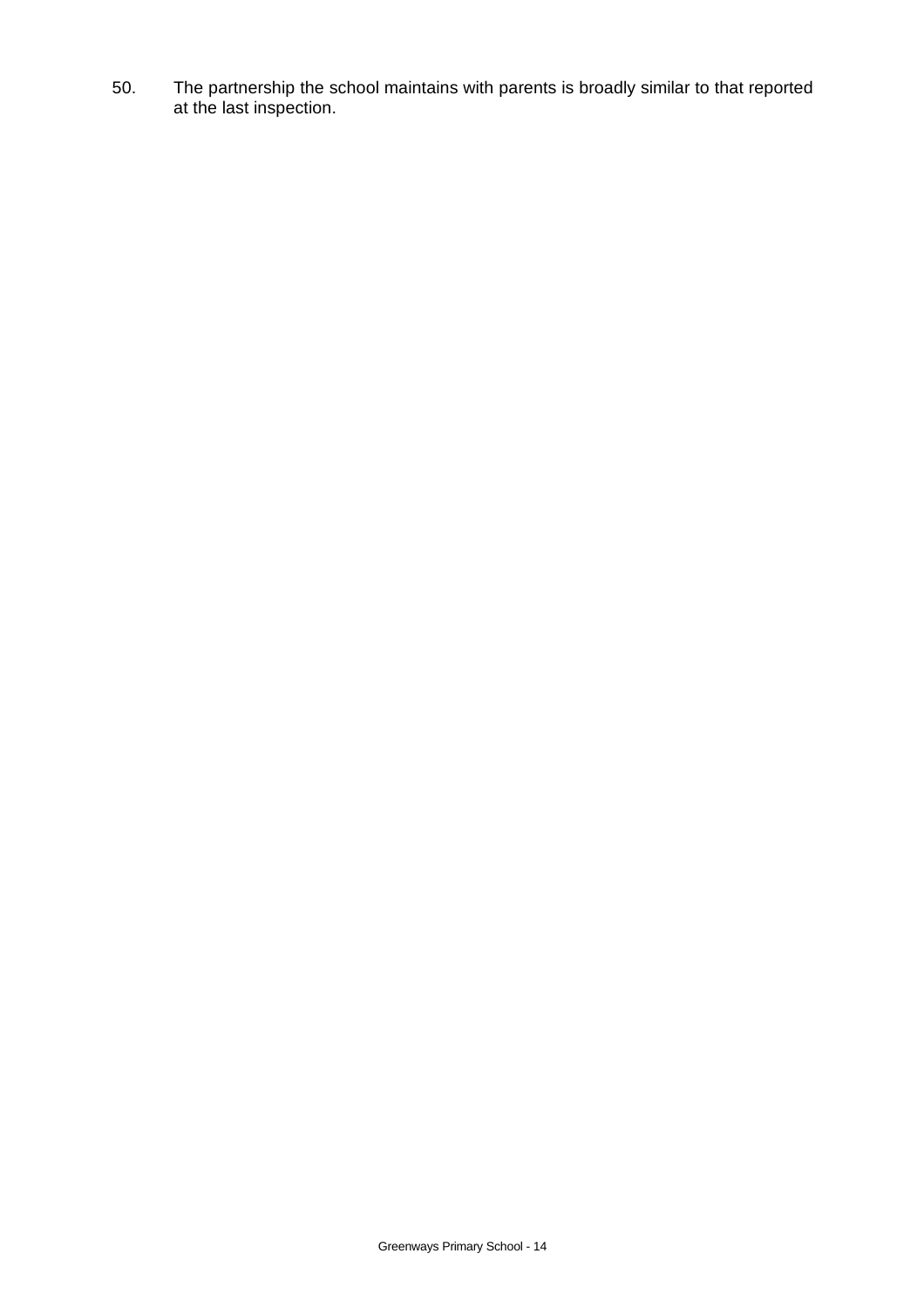50. The partnership the school maintains with parents is broadly similar to that reported at the last inspection.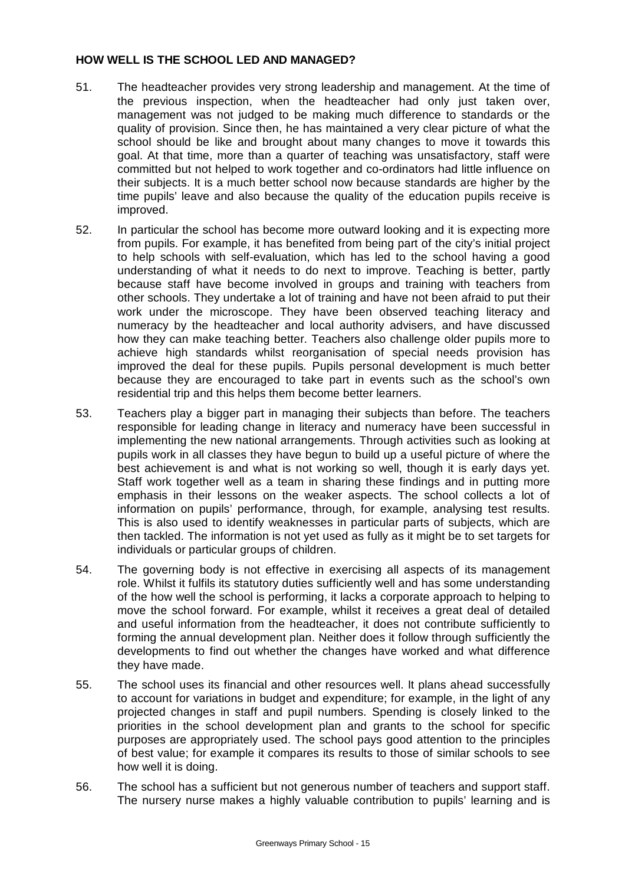**HOW WELL IS THE SCHOOL LED AND MANAGED?**

51. The headteacher provides very strong leadership and management. At the time of the previous inspection, when the headteacher had only just taken over, management was not judged to be making much difference to standards or the quality of provision. Since then, he has maintained a very clear picture of what the school should be like and brought about many changes to move it towards this goal. At that time, more than a quarter of teaching was unsatisfactory, staff were committed but not helped to work together and co-ordinators had little influence on their subjects. It is a much better school now because standards are higher by the time pupils' leave and also because the quality of the education pupils receive is improved.

52. In particular the school has become more outward looking and it is expecting more from pupils. For example, it has benefited from being part of the city's initial project to help schools with self-evaluation, which has led to the school having a good understanding of what it needs to do next to improve. Teaching is better, partly because staff have become involved in groups and training with teachers from other schools. They undertake a lot of training and have not been afraid to put their work under the microscope. They have been observed teaching literacy and numeracy by the headteacher and local authority advisers, and have discussed how they can make teaching better. Teachers also challenge older pupils more to achieve high standards whilst reorganisation of special needs provision has improved the deal for these pupils. Pupils personal development is much better because they are encouraged to take part in events such as the school's own residential trip and this helps them become better learners.

53. Teachers play a bigger part in managing their subjects than before. The teachers responsible for leading change in literacy and numeracy have been successful in implementing the new national arrangements. Through activities such as looking at pupils work in all classes they have begun to build up a useful picture of where the best achievement is and what is not working so well, though it is early days yet. Staff work together well as a team in sharing these findings and in putting more emphasis in their lessons on the weaker aspects. The school collects a lot of information on pupils' performance, through, for example, analysing test results. This is also used to identify weaknesses in particular parts of subjects, which are then tackled. The information is not yet used as fully as it might be to set targets for individuals or particular groups of children.

54. The governing body is not effective in exercising all aspects of its management role. Whilst it fulfils its statutory duties sufficiently well and has some understanding of the how well the school is performing, it lacks a corporate approach to helping to move the school forward. For example, whilst it receives a great deal of detailed and useful information from the headteacher, it does not contribute sufficiently to forming the annual development plan. Neither does it follow through sufficiently the developments to find out whether the changes have worked and what difference they have made.

55. The school uses its financial and other resources well. It plans ahead successfully to account for variations in budget and expenditure; for example, in the light of any projected changes in staff and pupil numbers. Spending is closely linked to the priorities in the school development plan and grants to the school for specific purposes are appropriately used. The school pays good attention to the principles of best value; for example it compares its results to those of similar schools to see how well it is doing.

56. The school has a sufficient but not generous number of teachers and support staff. The nursery nurse makes a highly valuable contribution to pupils' learning and is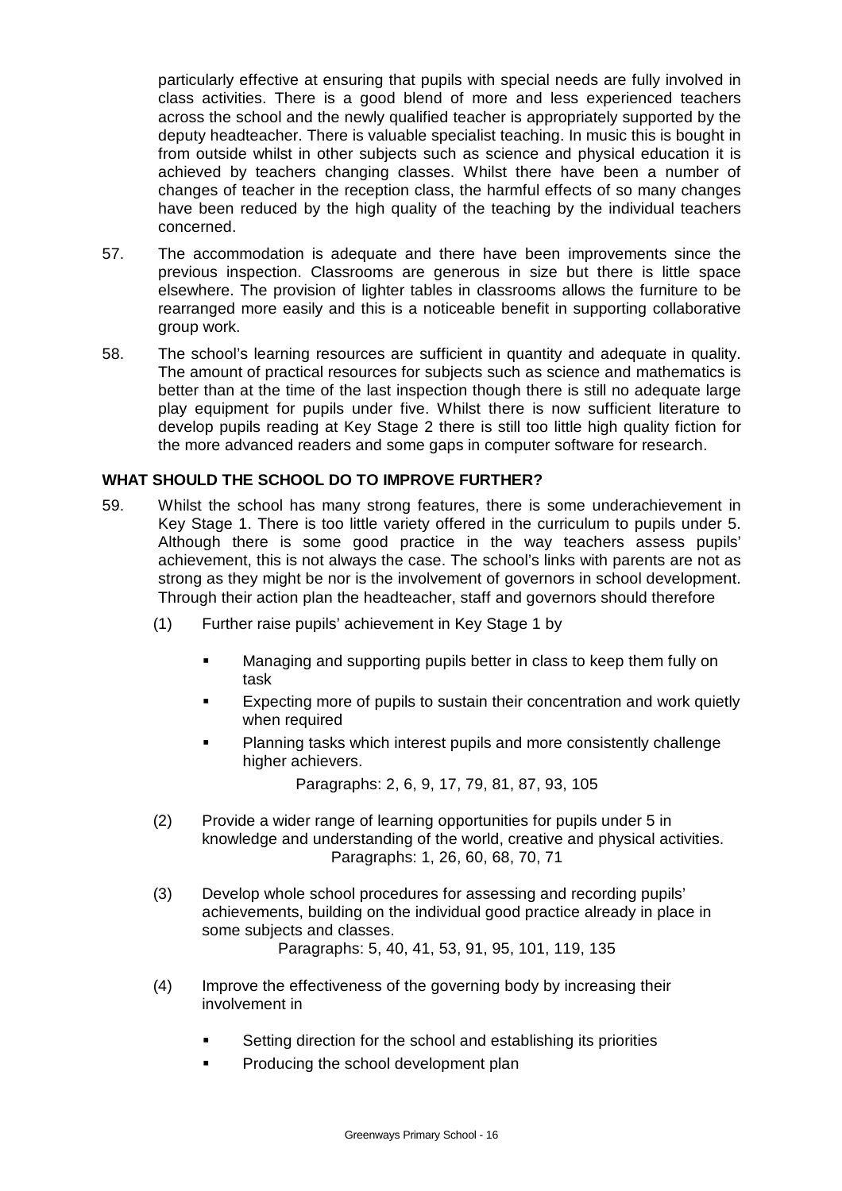particularly effective at ensuring that pupils with special needs are fully involved in class activities. There is a good blend of more and less experienced teachers across the school and the newly qualified teacher is appropriately supported by the deputy headteacher. There is valuable specialist teaching. In music this is bought in from outside whilst in other subjects such as science and physical education it is achieved by teachers changing classes. Whilst there have been a number of changes of teacher in the reception class, the harmful effects of so many changes have been reduced by the high quality of the teaching by the individual teachers concerned.

57. The accommodation is adequate and there have been improvements since the previous inspection. Classrooms are generous in size but there is little space elsewhere. The provision of lighter tables in classrooms allows the furniture to be rearranged more easily and this is a noticeable benefit in supporting collaborative group work.

58. The school's learning resources are sufficient in quantity and adequate in quality. The amount of practical resources for subjects such as science and mathematics is better than at the time of the last inspection though there is still no adequate large play equipment for pupils under five. Whilst there is now sufficient literature to develop pupils reading at Key Stage 2 there is still too little high quality fiction for the more advanced readers and some gaps in computer software for research.

## WHAT SHOULD THE SCHOOL DO TO IMPROVE FURTHER?

59. Whilst the school has many strong features, there is some underachievement in Key Stage 1. There is too little variety offered in the curriculum to pupils under 5. Although there is some good practice in the way teachers assess pupils' achievement, this is not always the case. The school's links with parents are not as strong as they might be nor is the involvement of governors in school development. Through their action plan the headteacher, staff and governors should therefore

(1) Further raise pupils' achievement in Key Stage 1 by

- Managing and supporting pupils better in class to keep them fully on task
- Expecting more of pupils to sustain their concentration and work quietly when required
- Planning tasks which interest pupils and more consistently challenge higher achievers.

Paragraphs: 2, 6, 9, 17, 79, 81, 87, 93, 105

(2) Provide a wider range of learning opportunities for pupils under 5 in knowledge and understanding of the world, creative and physical activities.
Paragraphs: 1, 26, 60, 68, 70, 71

(3) Develop whole school procedures for assessing and recording pupils' achievements, building on the individual good practice already in place in some subjects and classes.
Paragraphs: 5, 40, 41, 53, 91, 95, 101, 119, 135

(4) Improve the effectiveness of the governing body by increasing their involvement in

- Setting direction for the school and establishing its priorities
- Producing the school development plan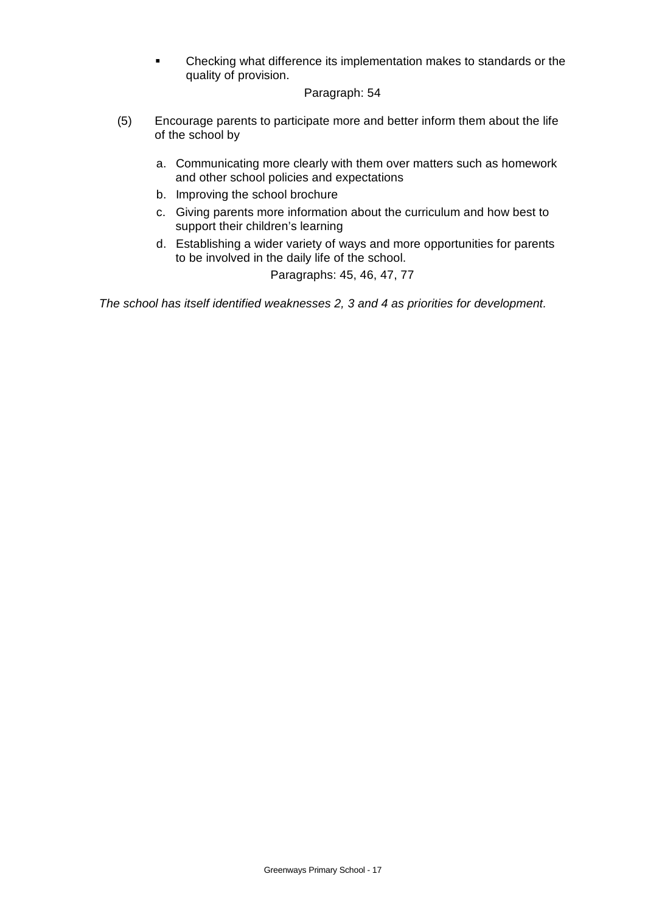- Checking what difference its implementation makes to standards or the quality of provision.

Paragraph: 54

(5) Encourage parents to participate more and better inform them about the life of the school by

a. Communicating more clearly with them over matters such as homework and other school policies and expectations
b. Improving the school brochure
c. Giving parents more information about the curriculum and how best to support their children's learning
d. Establishing a wider variety of ways and more opportunities for parents to be involved in the daily life of the school.

Paragraphs: 45, 46, 47, 77

*The school has itself identified weaknesses 2, 3 and 4 as priorities for development.*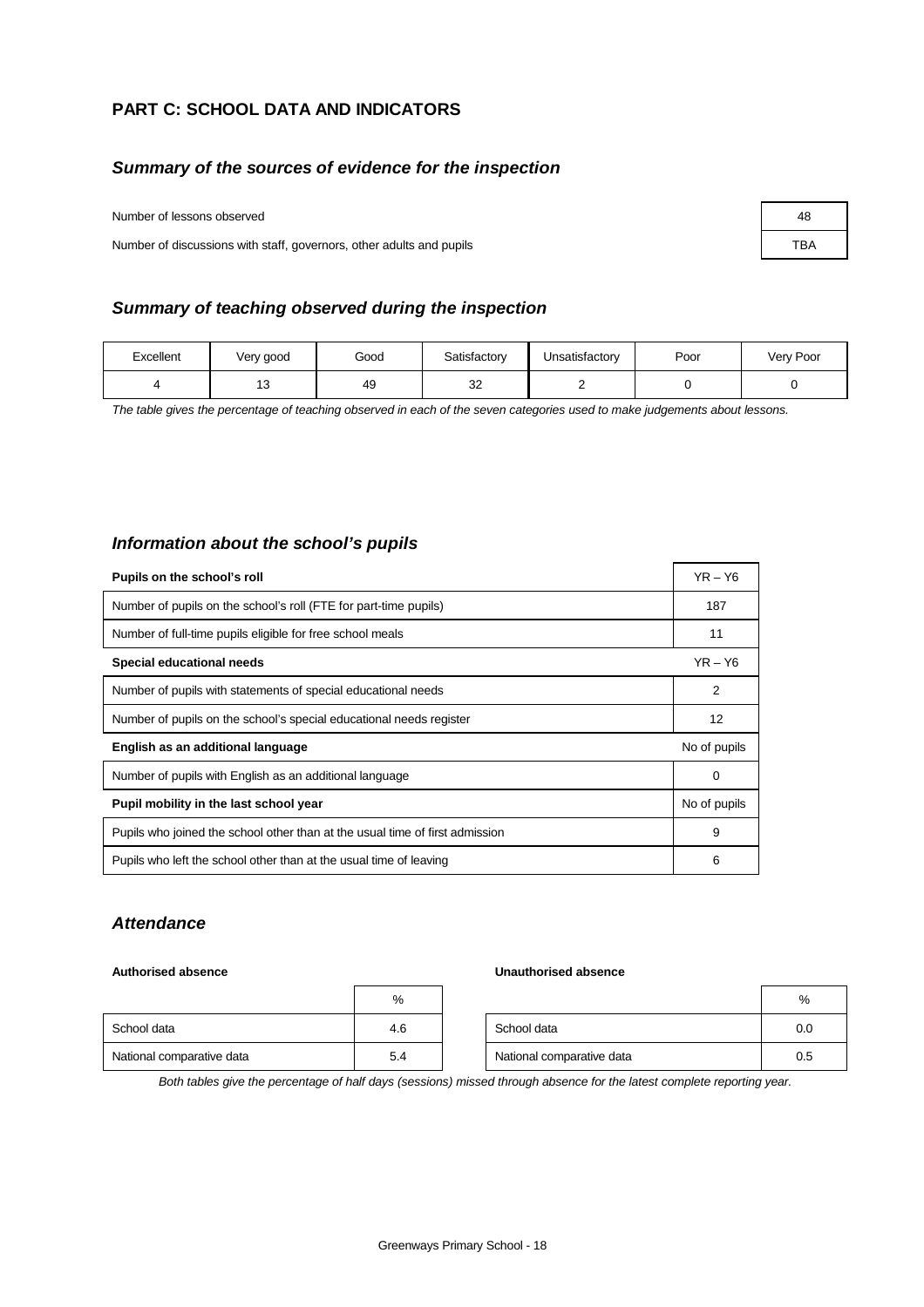## PART C: SCHOOL DATA AND INDICATORS

### *Summary of the sources of evidence for the inspection*

| | |
|---|---|
| Number of lessons observed | 48 |
| Number of discussions with staff, governors, other adults and pupils | TBA |

### *Summary of teaching observed during the inspection*

| Excellent | Very good | Good | Satisfactory | Unsatisfactory | Poor | Very Poor |
|---|---|---|---|---|---|---|
| 4 | 13 | 49 | 32 | 2 | 0 | 0 |

*The table gives the percentage of teaching observed in each of the seven categories used to make judgements about lessons.*

### *Information about the school's pupils*

| **Pupils on the school's roll** | YR – Y6 |
|---|---|
| Number of pupils on the school's roll (FTE for part-time pupils) | 187 |
| Number of full-time pupils eligible for free school meals | 11 |
| **Special educational needs** | YR – Y6 |
| Number of pupils with statements of special educational needs | 2 |
| Number of pupils on the school's special educational needs register | 12 |
| **English as an additional language** | No of pupils |
| Number of pupils with English as an additional language | 0 |
| **Pupil mobility in the last school year** | No of pupils |
| Pupils who joined the school other than at the usual time of first admission | 9 |
| Pupils who left the school other than at the usual time of leaving | 6 |

### *Attendance*

**Authorised absence**

| | % |
|---|---|
| School data | 4.6 |
| National comparative data | 5.4 |

**Unauthorised absence**

| | % |
|---|---|
| School data | 0.0 |
| National comparative data | 0.5 |

*Both tables give the percentage of half days (sessions) missed through absence for the latest complete reporting year.*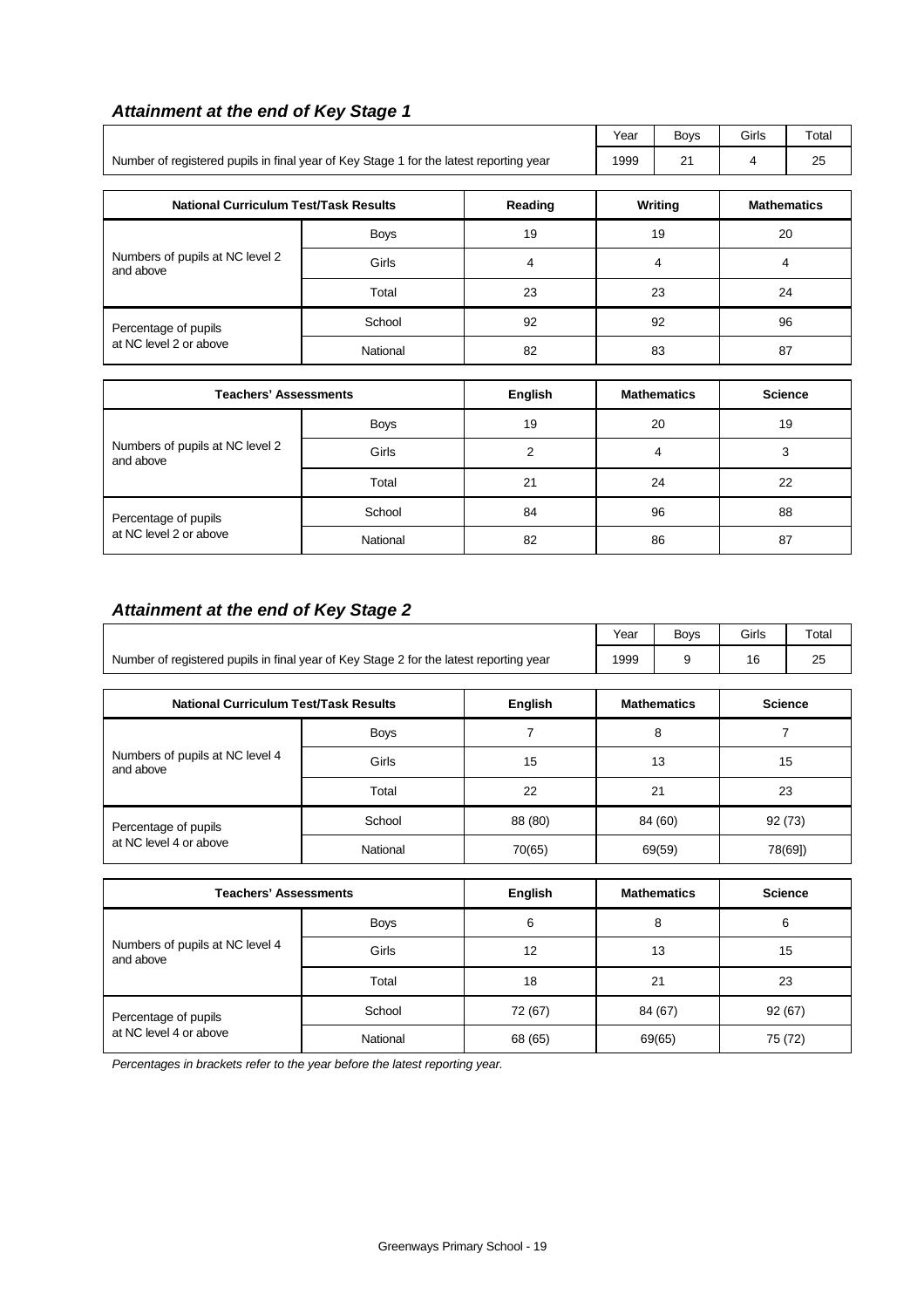## *Attainment at the end of Key Stage 1*

| | Year | Boys | Girls | Total |
|---|---|---|---|---|
| Number of registered pupils in final year of Key Stage 1 for the latest reporting year | 1999 | 21 | 4 | 25 |

| National Curriculum Test/Task Results | | Reading | Writing | Mathematics |
|---|---|---|---|---|
| Numbers of pupils at NC level 2 and above | Boys | 19 | 19 | 20 |
| | Girls | 4 | 4 | 4 |
| | Total | 23 | 23 | 24 |
| Percentage of pupils at NC level 2 or above | School | 92 | 92 | 96 |
| | National | 82 | 83 | 87 |

| Teachers' Assessments | | English | Mathematics | Science |
|---|---|---|---|---|
| Numbers of pupils at NC level 2 and above | Boys | 19 | 20 | 19 |
| | Girls | 2 | 4 | 3 |
| | Total | 21 | 24 | 22 |
| Percentage of pupils at NC level 2 or above | School | 84 | 96 | 88 |
| | National | 82 | 86 | 87 |

## *Attainment at the end of Key Stage 2*

| | Year | Boys | Girls | Total |
|---|---|---|---|---|
| Number of registered pupils in final year of Key Stage 2 for the latest reporting year | 1999 | 9 | 16 | 25 |

| National Curriculum Test/Task Results | | English | Mathematics | Science |
|---|---|---|---|---|
| Numbers of pupils at NC level 4 and above | Boys | 7 | 8 | 7 |
| | Girls | 15 | 13 | 15 |
| | Total | 22 | 21 | 23 |
| Percentage of pupils at NC level 4 or above | School | 88 (80) | 84 (60) | 92 (73) |
| | National | 70(65) | 69(59) | 78(69]) |

| Teachers' Assessments | | English | Mathematics | Science |
|---|---|---|---|---|
| Numbers of pupils at NC level 4 and above | Boys | 6 | 8 | 6 |
| | Girls | 12 | 13 | 15 |
| | Total | 18 | 21 | 23 |
| Percentage of pupils at NC level 4 or above | School | 72 (67) | 84 (67) | 92 (67) |
| | National | 68 (65) | 69(65) | 75 (72) |

*Percentages in brackets refer to the year before the latest reporting year.*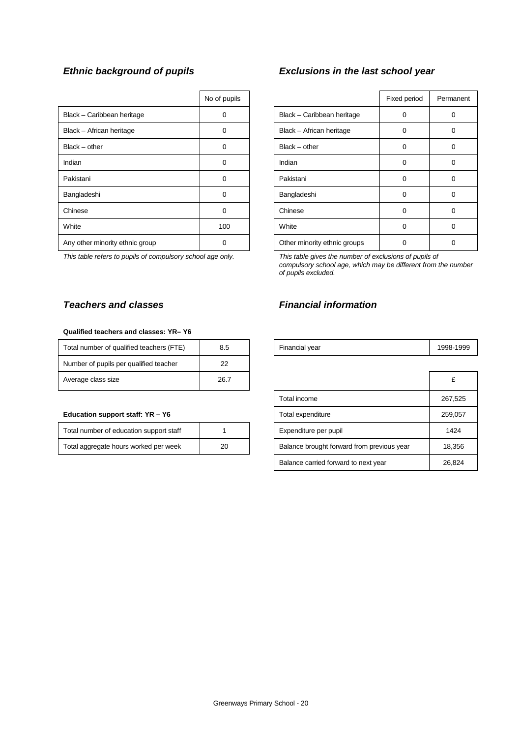### *Ethnic background of pupils*

| | No of pupils |
|---|---|
| Black – Caribbean heritage | 0 |
| Black – African heritage | 0 |
| Black – other | 0 |
| Indian | 0 |
| Pakistani | 0 |
| Bangladeshi | 0 |
| Chinese | 0 |
| White | 100 |
| Any other minority ethnic group | 0 |

*This table refers to pupils of compulsory school age only.*

### *Exclusions in the last school year*

| | Fixed period | Permanent |
|---|---|---|
| Black – Caribbean heritage | 0 | 0 |
| Black – African heritage | 0 | 0 |
| Black – other | 0 | 0 |
| Indian | 0 | 0 |
| Pakistani | 0 | 0 |
| Bangladeshi | 0 | 0 |
| Chinese | 0 | 0 |
| White | 0 | 0 |
| Other minority ethnic groups | 0 | 0 |

*This table gives the number of exclusions of pupils of compulsory school age, which may be different from the number of pupils excluded.*

### *Teachers and classes*

**Qualified teachers and classes: YR– Y6**

| | |
|---|---|
| Total number of qualified teachers (FTE) | 8.5 |
| Number of pupils per qualified teacher | 22 |
| Average class size | 26.7 |

**Education support staff: YR – Y6**

| | |
|---|---|
| Total number of education support staff | 1 |
| Total aggregate hours worked per week | 20 |

### *Financial information*

| Financial year | 1998-1999 |
|---|---|

| | £ |
|---|---|
| Total income | 267,525 |
| Total expenditure | 259,057 |
| Expenditure per pupil | 1424 |
| Balance brought forward from previous year | 18,356 |
| Balance carried forward to next year | 26,824 |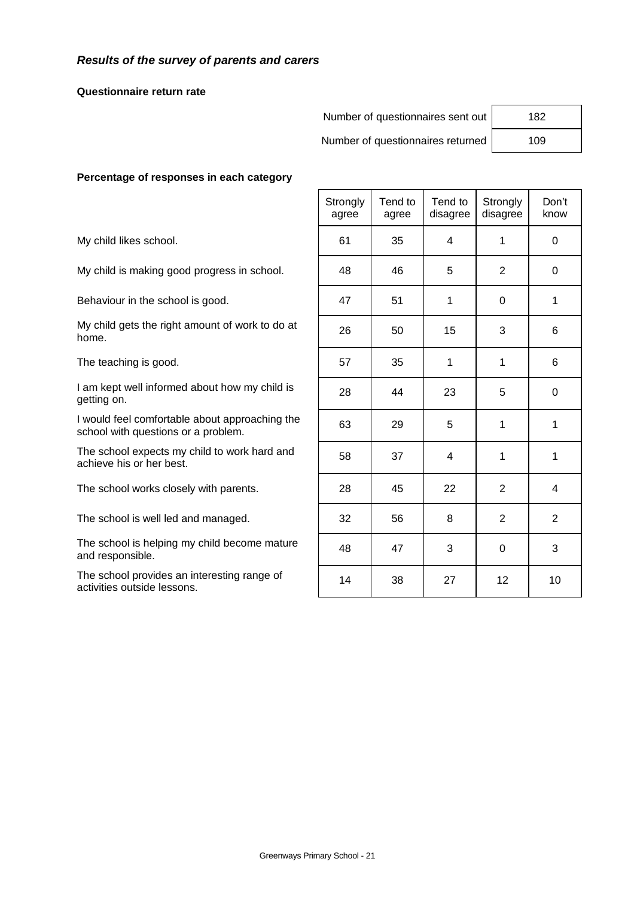### *Results of the survey of parents and carers*

**Questionnaire return rate**

| | |
|---|---|
| Number of questionnaires sent out | 182 |
| Number of questionnaires returned | 109 |

**Percentage of responses in each category**

| | Strongly agree | Tend to agree | Tend to disagree | Strongly disagree | Don't know |
|---|---|---|---|---|---|
| My child likes school. | 61 | 35 | 4 | 1 | 0 |
| My child is making good progress in school. | 48 | 46 | 5 | 2 | 0 |
| Behaviour in the school is good. | 47 | 51 | 1 | 0 | 1 |
| My child gets the right amount of work to do at home. | 26 | 50 | 15 | 3 | 6 |
| The teaching is good. | 57 | 35 | 1 | 1 | 6 |
| I am kept well informed about how my child is getting on. | 28 | 44 | 23 | 5 | 0 |
| I would feel comfortable about approaching the school with questions or a problem. | 63 | 29 | 5 | 1 | 1 |
| The school expects my child to work hard and achieve his or her best. | 58 | 37 | 4 | 1 | 1 |
| The school works closely with parents. | 28 | 45 | 22 | 2 | 4 |
| The school is well led and managed. | 32 | 56 | 8 | 2 | 2 |
| The school is helping my child become mature and responsible. | 48 | 47 | 3 | 0 | 3 |
| The school provides an interesting range of activities outside lessons. | 14 | 38 | 27 | 12 | 10 |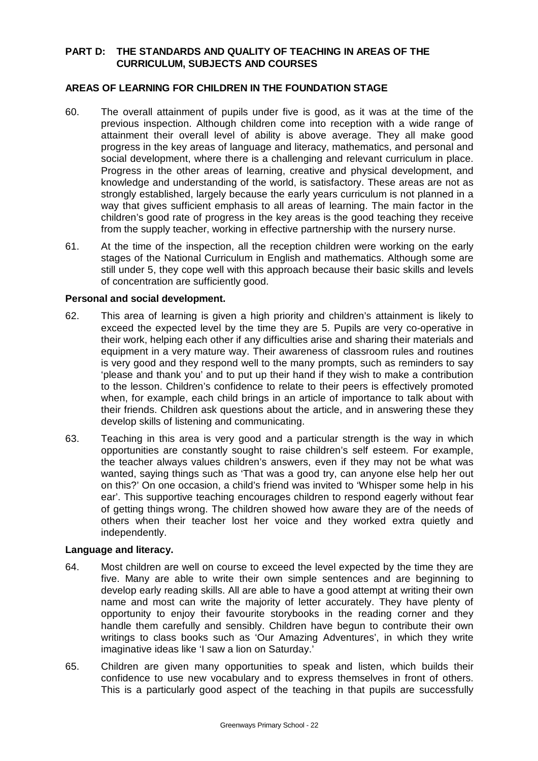## PART D: THE STANDARDS AND QUALITY OF TEACHING IN AREAS OF THE CURRICULUM, SUBJECTS AND COURSES

### AREAS OF LEARNING FOR CHILDREN IN THE FOUNDATION STAGE

60. The overall attainment of pupils under five is good, as it was at the time of the previous inspection. Although children come into reception with a wide range of attainment their overall level of ability is above average. They all make good progress in the key areas of language and literacy, mathematics, and personal and social development, where there is a challenging and relevant curriculum in place. Progress in the other areas of learning, creative and physical development, and knowledge and understanding of the world, is satisfactory. These areas are not as strongly established, largely because the early years curriculum is not planned in a way that gives sufficient emphasis to all areas of learning. The main factor in the children's good rate of progress in the key areas is the good teaching they receive from the supply teacher, working in effective partnership with the nursery nurse.

61. At the time of the inspection, all the reception children were working on the early stages of the National Curriculum in English and mathematics. Although some are still under 5, they cope well with this approach because their basic skills and levels of concentration are sufficiently good.

**Personal and social development.**

62. This area of learning is given a high priority and children's attainment is likely to exceed the expected level by the time they are 5. Pupils are very co-operative in their work, helping each other if any difficulties arise and sharing their materials and equipment in a very mature way. Their awareness of classroom rules and routines is very good and they respond well to the many prompts, such as reminders to say 'please and thank you' and to put up their hand if they wish to make a contribution to the lesson. Children's confidence to relate to their peers is effectively promoted when, for example, each child brings in an article of importance to talk about with their friends. Children ask questions about the article, and in answering these they develop skills of listening and communicating.

63. Teaching in this area is very good and a particular strength is the way in which opportunities are constantly sought to raise children's self esteem. For example, the teacher always values children's answers, even if they may not be what was wanted, saying things such as 'That was a good try, can anyone else help her out on this?' On one occasion, a child's friend was invited to 'Whisper some help in his ear'. This supportive teaching encourages children to respond eagerly without fear of getting things wrong. The children showed how aware they are of the needs of others when their teacher lost her voice and they worked extra quietly and independently.

**Language and literacy.**

64. Most children are well on course to exceed the level expected by the time they are five. Many are able to write their own simple sentences and are beginning to develop early reading skills. All are able to have a good attempt at writing their own name and most can write the majority of letter accurately. They have plenty of opportunity to enjoy their favourite storybooks in the reading corner and they handle them carefully and sensibly. Children have begun to contribute their own writings to class books such as 'Our Amazing Adventures', in which they write imaginative ideas like 'I saw a lion on Saturday.'

65. Children are given many opportunities to speak and listen, which builds their confidence to use new vocabulary and to express themselves in front of others. This is a particularly good aspect of the teaching in that pupils are successfully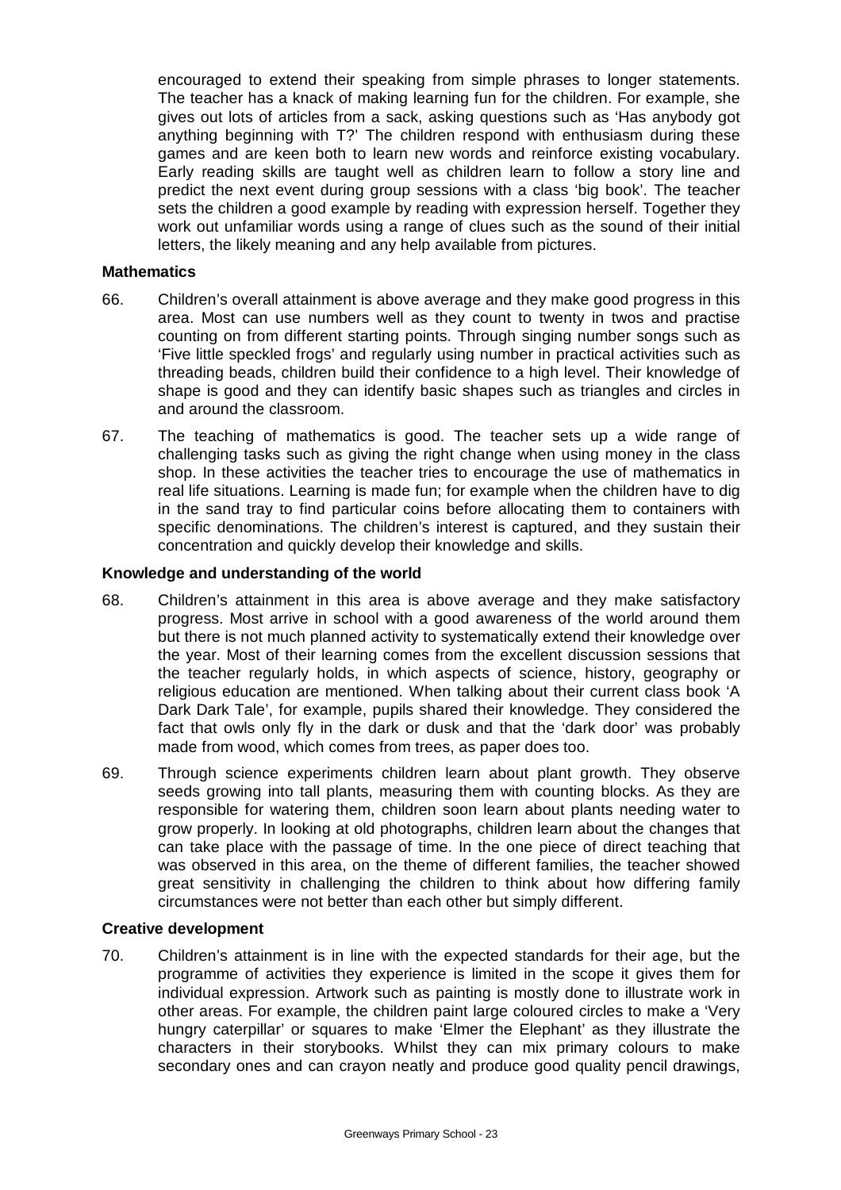encouraged to extend their speaking from simple phrases to longer statements. The teacher has a knack of making learning fun for the children. For example, she gives out lots of articles from a sack, asking questions such as 'Has anybody got anything beginning with T?' The children respond with enthusiasm during these games and are keen both to learn new words and reinforce existing vocabulary. Early reading skills are taught well as children learn to follow a story line and predict the next event during group sessions with a class 'big book'. The teacher sets the children a good example by reading with expression herself. Together they work out unfamiliar words using a range of clues such as the sound of their initial letters, the likely meaning and any help available from pictures.

**Mathematics**

66. Children's overall attainment is above average and they make good progress in this area. Most can use numbers well as they count to twenty in twos and practise counting on from different starting points. Through singing number songs such as 'Five little speckled frogs' and regularly using number in practical activities such as threading beads, children build their confidence to a high level. Their knowledge of shape is good and they can identify basic shapes such as triangles and circles in and around the classroom.

67. The teaching of mathematics is good. The teacher sets up a wide range of challenging tasks such as giving the right change when using money in the class shop. In these activities the teacher tries to encourage the use of mathematics in real life situations. Learning is made fun; for example when the children have to dig in the sand tray to find particular coins before allocating them to containers with specific denominations. The children's interest is captured, and they sustain their concentration and quickly develop their knowledge and skills.

**Knowledge and understanding of the world**

68. Children's attainment in this area is above average and they make satisfactory progress. Most arrive in school with a good awareness of the world around them but there is not much planned activity to systematically extend their knowledge over the year. Most of their learning comes from the excellent discussion sessions that the teacher regularly holds, in which aspects of science, history, geography or religious education are mentioned. When talking about their current class book 'A Dark Dark Tale', for example, pupils shared their knowledge. They considered the fact that owls only fly in the dark or dusk and that the 'dark door' was probably made from wood, which comes from trees, as paper does too.

69. Through science experiments children learn about plant growth. They observe seeds growing into tall plants, measuring them with counting blocks. As they are responsible for watering them, children soon learn about plants needing water to grow properly. In looking at old photographs, children learn about the changes that can take place with the passage of time. In the one piece of direct teaching that was observed in this area, on the theme of different families, the teacher showed great sensitivity in challenging the children to think about how differing family circumstances were not better than each other but simply different.

**Creative development**

70. Children's attainment is in line with the expected standards for their age, but the programme of activities they experience is limited in the scope it gives them for individual expression. Artwork such as painting is mostly done to illustrate work in other areas. For example, the children paint large coloured circles to make a 'Very hungry caterpillar' or squares to make 'Elmer the Elephant' as they illustrate the characters in their storybooks. Whilst they can mix primary colours to make secondary ones and can crayon neatly and produce good quality pencil drawings,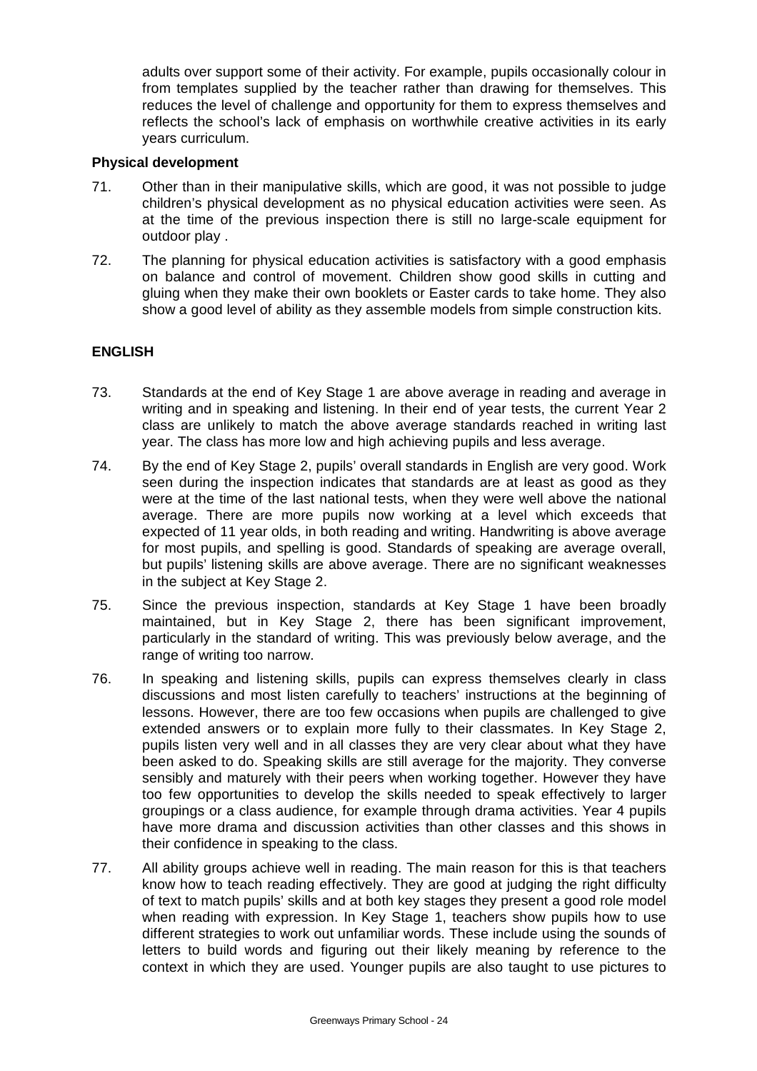adults over support some of their activity. For example, pupils occasionally colour in from templates supplied by the teacher rather than drawing for themselves. This reduces the level of challenge and opportunity for them to express themselves and reflects the school's lack of emphasis on worthwhile creative activities in its early years curriculum.

**Physical development**

71. Other than in their manipulative skills, which are good, it was not possible to judge children's physical development as no physical education activities were seen. As at the time of the previous inspection there is still no large-scale equipment for outdoor play .

72. The planning for physical education activities is satisfactory with a good emphasis on balance and control of movement. Children show good skills in cutting and gluing when they make their own booklets or Easter cards to take home. They also show a good level of ability as they assemble models from simple construction kits.

## ENGLISH

73. Standards at the end of Key Stage 1 are above average in reading and average in writing and in speaking and listening. In their end of year tests, the current Year 2 class are unlikely to match the above average standards reached in writing last year. The class has more low and high achieving pupils and less average.

74. By the end of Key Stage 2, pupils' overall standards in English are very good. Work seen during the inspection indicates that standards are at least as good as they were at the time of the last national tests, when they were well above the national average. There are more pupils now working at a level which exceeds that expected of 11 year olds, in both reading and writing. Handwriting is above average for most pupils, and spelling is good. Standards of speaking are average overall, but pupils' listening skills are above average. There are no significant weaknesses in the subject at Key Stage 2.

75. Since the previous inspection, standards at Key Stage 1 have been broadly maintained, but in Key Stage 2, there has been significant improvement, particularly in the standard of writing. This was previously below average, and the range of writing too narrow.

76. In speaking and listening skills, pupils can express themselves clearly in class discussions and most listen carefully to teachers' instructions at the beginning of lessons. However, there are too few occasions when pupils are challenged to give extended answers or to explain more fully to their classmates. In Key Stage 2, pupils listen very well and in all classes they are very clear about what they have been asked to do. Speaking skills are still average for the majority. They converse sensibly and maturely with their peers when working together. However they have too few opportunities to develop the skills needed to speak effectively to larger groupings or a class audience, for example through drama activities. Year 4 pupils have more drama and discussion activities than other classes and this shows in their confidence in speaking to the class.

77. All ability groups achieve well in reading. The main reason for this is that teachers know how to teach reading effectively. They are good at judging the right difficulty of text to match pupils' skills and at both key stages they present a good role model when reading with expression. In Key Stage 1, teachers show pupils how to use different strategies to work out unfamiliar words. These include using the sounds of letters to build words and figuring out their likely meaning by reference to the context in which they are used. Younger pupils are also taught to use pictures to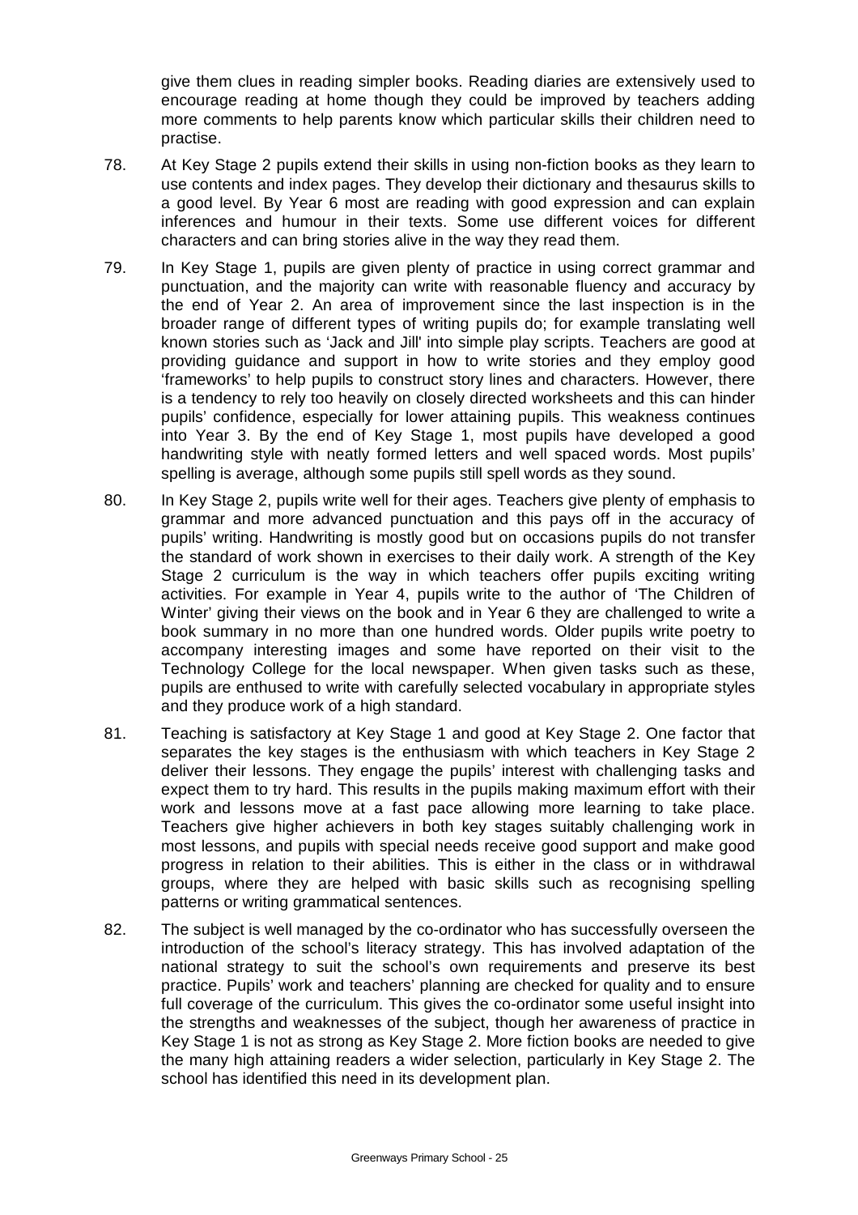give them clues in reading simpler books. Reading diaries are extensively used to encourage reading at home though they could be improved by teachers adding more comments to help parents know which particular skills their children need to practise.

78. At Key Stage 2 pupils extend their skills in using non-fiction books as they learn to use contents and index pages. They develop their dictionary and thesaurus skills to a good level. By Year 6 most are reading with good expression and can explain inferences and humour in their texts. Some use different voices for different characters and can bring stories alive in the way they read them.

79. In Key Stage 1, pupils are given plenty of practice in using correct grammar and punctuation, and the majority can write with reasonable fluency and accuracy by the end of Year 2. An area of improvement since the last inspection is in the broader range of different types of writing pupils do; for example translating well known stories such as 'Jack and Jill' into simple play scripts. Teachers are good at providing guidance and support in how to write stories and they employ good 'frameworks' to help pupils to construct story lines and characters. However, there is a tendency to rely too heavily on closely directed worksheets and this can hinder pupils' confidence, especially for lower attaining pupils. This weakness continues into Year 3. By the end of Key Stage 1, most pupils have developed a good handwriting style with neatly formed letters and well spaced words. Most pupils' spelling is average, although some pupils still spell words as they sound.

80. In Key Stage 2, pupils write well for their ages. Teachers give plenty of emphasis to grammar and more advanced punctuation and this pays off in the accuracy of pupils' writing. Handwriting is mostly good but on occasions pupils do not transfer the standard of work shown in exercises to their daily work. A strength of the Key Stage 2 curriculum is the way in which teachers offer pupils exciting writing activities. For example in Year 4, pupils write to the author of 'The Children of Winter' giving their views on the book and in Year 6 they are challenged to write a book summary in no more than one hundred words. Older pupils write poetry to accompany interesting images and some have reported on their visit to the Technology College for the local newspaper. When given tasks such as these, pupils are enthused to write with carefully selected vocabulary in appropriate styles and they produce work of a high standard.

81. Teaching is satisfactory at Key Stage 1 and good at Key Stage 2. One factor that separates the key stages is the enthusiasm with which teachers in Key Stage 2 deliver their lessons. They engage the pupils' interest with challenging tasks and expect them to try hard. This results in the pupils making maximum effort with their work and lessons move at a fast pace allowing more learning to take place. Teachers give higher achievers in both key stages suitably challenging work in most lessons, and pupils with special needs receive good support and make good progress in relation to their abilities. This is either in the class or in withdrawal groups, where they are helped with basic skills such as recognising spelling patterns or writing grammatical sentences.

82. The subject is well managed by the co-ordinator who has successfully overseen the introduction of the school's literacy strategy. This has involved adaptation of the national strategy to suit the school's own requirements and preserve its best practice. Pupils' work and teachers' planning are checked for quality and to ensure full coverage of the curriculum. This gives the co-ordinator some useful insight into the strengths and weaknesses of the subject, though her awareness of practice in Key Stage 1 is not as strong as Key Stage 2. More fiction books are needed to give the many high attaining readers a wider selection, particularly in Key Stage 2. The school has identified this need in its development plan.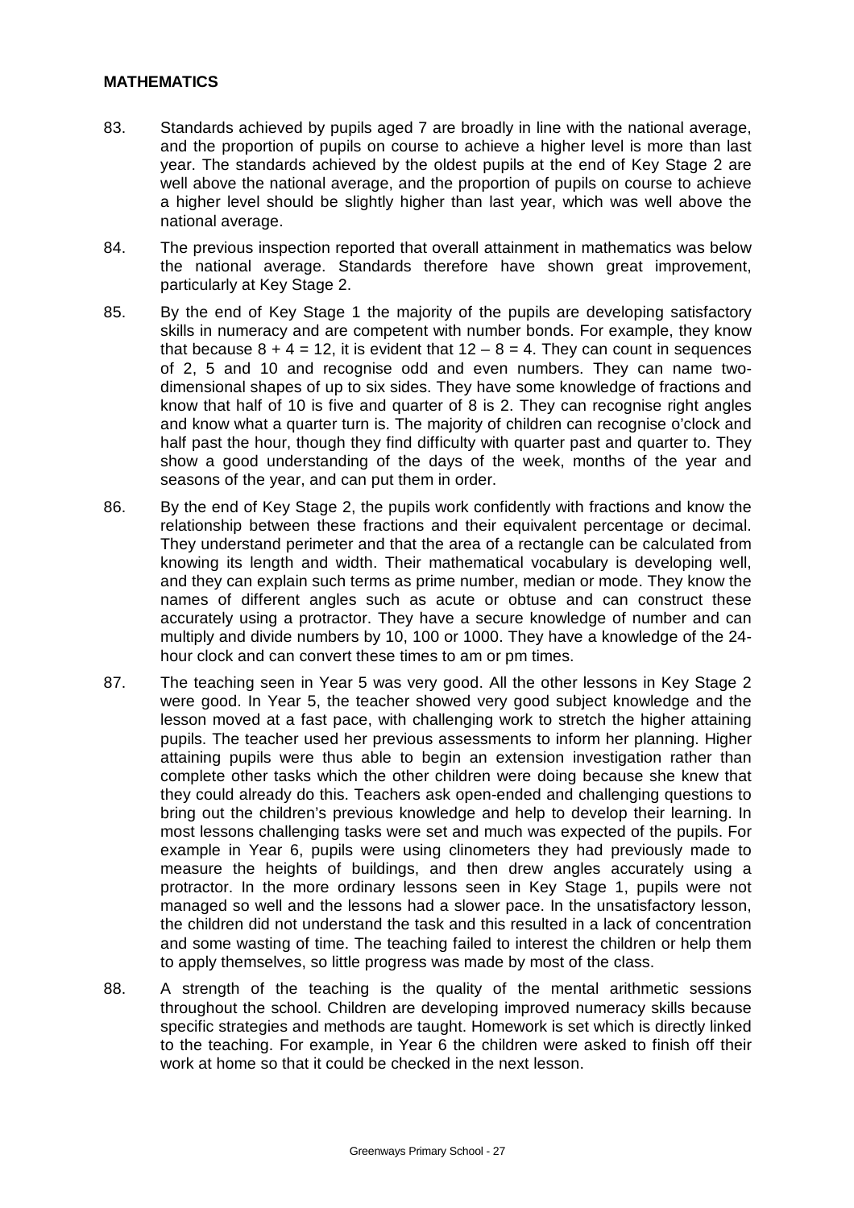**MATHEMATICS**

83. Standards achieved by pupils aged 7 are broadly in line with the national average, and the proportion of pupils on course to achieve a higher level is more than last year. The standards achieved by the oldest pupils at the end of Key Stage 2 are well above the national average, and the proportion of pupils on course to achieve a higher level should be slightly higher than last year, which was well above the national average.

84. The previous inspection reported that overall attainment in mathematics was below the national average. Standards therefore have shown great improvement, particularly at Key Stage 2.

85. By the end of Key Stage 1 the majority of the pupils are developing satisfactory skills in numeracy and are competent with number bonds. For example, they know that because $8 + 4 = 12$, it is evident that $12 – 8 = 4$. They can count in sequences of 2, 5 and 10 and recognise odd and even numbers. They can name two-dimensional shapes of up to six sides. They have some knowledge of fractions and know that half of 10 is five and quarter of 8 is 2. They can recognise right angles and know what a quarter turn is. The majority of children can recognise o'clock and half past the hour, though they find difficulty with quarter past and quarter to. They show a good understanding of the days of the week, months of the year and seasons of the year, and can put them in order.

86. By the end of Key Stage 2, the pupils work confidently with fractions and know the relationship between these fractions and their equivalent percentage or decimal. They understand perimeter and that the area of a rectangle can be calculated from knowing its length and width. Their mathematical vocabulary is developing well, and they can explain such terms as prime number, median or mode. They know the names of different angles such as acute or obtuse and can construct these accurately using a protractor. They have a secure knowledge of number and can multiply and divide numbers by 10, 100 or 1000. They have a knowledge of the 24-hour clock and can convert these times to am or pm times.

87. The teaching seen in Year 5 was very good. All the other lessons in Key Stage 2 were good. In Year 5, the teacher showed very good subject knowledge and the lesson moved at a fast pace, with challenging work to stretch the higher attaining pupils. The teacher used her previous assessments to inform her planning. Higher attaining pupils were thus able to begin an extension investigation rather than complete other tasks which the other children were doing because she knew that they could already do this. Teachers ask open-ended and challenging questions to bring out the children's previous knowledge and help to develop their learning. In most lessons challenging tasks were set and much was expected of the pupils. For example in Year 6, pupils were using clinometers they had previously made to measure the heights of buildings, and then drew angles accurately using a protractor. In the more ordinary lessons seen in Key Stage 1, pupils were not managed so well and the lessons had a slower pace. In the unsatisfactory lesson, the children did not understand the task and this resulted in a lack of concentration and some wasting of time. The teaching failed to interest the children or help them to apply themselves, so little progress was made by most of the class.

88. A strength of the teaching is the quality of the mental arithmetic sessions throughout the school. Children are developing improved numeracy skills because specific strategies and methods are taught. Homework is set which is directly linked to the teaching. For example, in Year 6 the children were asked to finish off their work at home so that it could be checked in the next lesson.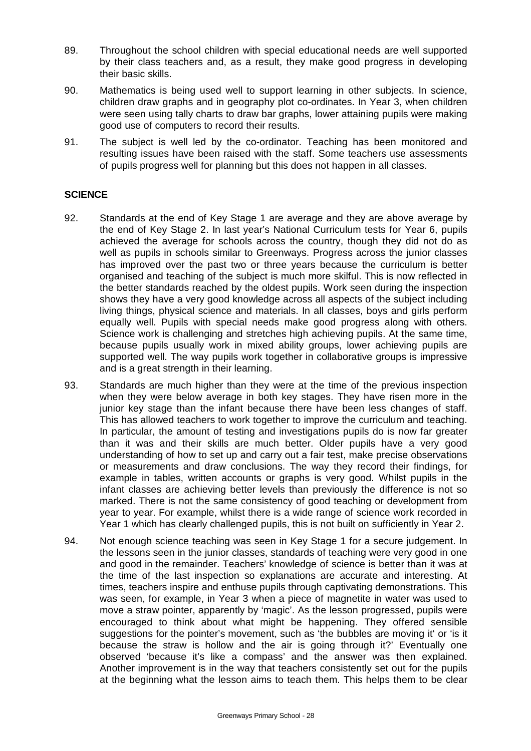89. Throughout the school children with special educational needs are well supported by their class teachers and, as a result, they make good progress in developing their basic skills.

90. Mathematics is being used well to support learning in other subjects. In science, children draw graphs and in geography plot co-ordinates. In Year 3, when children were seen using tally charts to draw bar graphs, lower attaining pupils were making good use of computers to record their results.

91. The subject is well led by the co-ordinator. Teaching has been monitored and resulting issues have been raised with the staff. Some teachers use assessments of pupils progress well for planning but this does not happen in all classes.

**SCIENCE**

92. Standards at the end of Key Stage 1 are average and they are above average by the end of Key Stage 2. In last year's National Curriculum tests for Year 6, pupils achieved the average for schools across the country, though they did not do as well as pupils in schools similar to Greenways. Progress across the junior classes has improved over the past two or three years because the curriculum is better organised and teaching of the subject is much more skilful. This is now reflected in the better standards reached by the oldest pupils. Work seen during the inspection shows they have a very good knowledge across all aspects of the subject including living things, physical science and materials. In all classes, boys and girls perform equally well. Pupils with special needs make good progress along with others. Science work is challenging and stretches high achieving pupils. At the same time, because pupils usually work in mixed ability groups, lower achieving pupils are supported well. The way pupils work together in collaborative groups is impressive and is a great strength in their learning.

93. Standards are much higher than they were at the time of the previous inspection when they were below average in both key stages. They have risen more in the junior key stage than the infant because there have been less changes of staff. This has allowed teachers to work together to improve the curriculum and teaching. In particular, the amount of testing and investigations pupils do is now far greater than it was and their skills are much better. Older pupils have a very good understanding of how to set up and carry out a fair test, make precise observations or measurements and draw conclusions. The way they record their findings, for example in tables, written accounts or graphs is very good. Whilst pupils in the infant classes are achieving better levels than previously the difference is not so marked. There is not the same consistency of good teaching or development from year to year. For example, whilst there is a wide range of science work recorded in Year 1 which has clearly challenged pupils, this is not built on sufficiently in Year 2.

94. Not enough science teaching was seen in Key Stage 1 for a secure judgement. In the lessons seen in the junior classes, standards of teaching were very good in one and good in the remainder. Teachers' knowledge of science is better than it was at the time of the last inspection so explanations are accurate and interesting. At times, teachers inspire and enthuse pupils through captivating demonstrations. This was seen, for example, in Year 3 when a piece of magnetite in water was used to move a straw pointer, apparently by 'magic'. As the lesson progressed, pupils were encouraged to think about what might be happening. They offered sensible suggestions for the pointer's movement, such as 'the bubbles are moving it' or 'is it because the straw is hollow and the air is going through it?' Eventually one observed 'because it's like a compass' and the answer was then explained. Another improvement is in the way that teachers consistently set out for the pupils at the beginning what the lesson aims to teach them. This helps them to be clear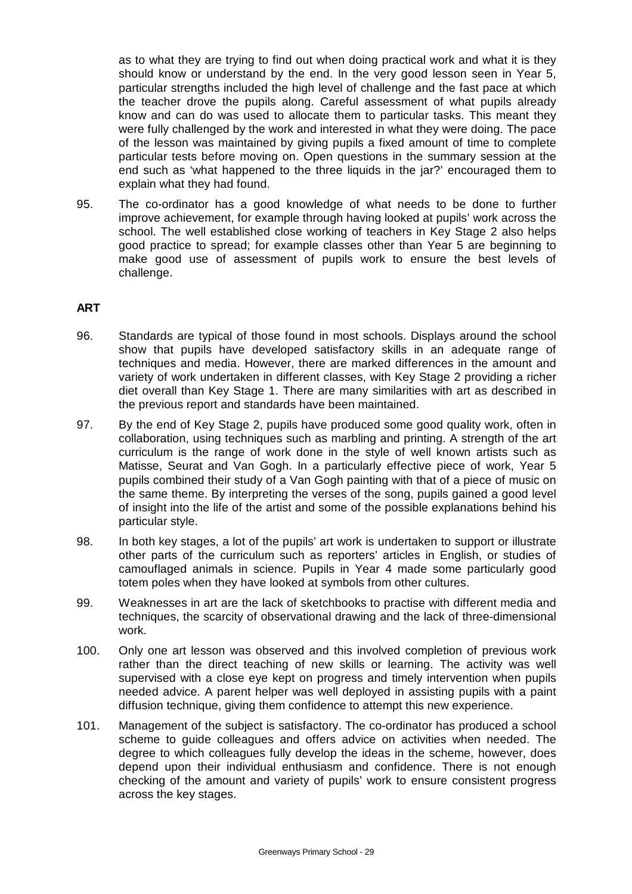as to what they are trying to find out when doing practical work and what it is they should know or understand by the end. In the very good lesson seen in Year 5, particular strengths included the high level of challenge and the fast pace at which the teacher drove the pupils along. Careful assessment of what pupils already know and can do was used to allocate them to particular tasks. This meant they were fully challenged by the work and interested in what they were doing. The pace of the lesson was maintained by giving pupils a fixed amount of time to complete particular tests before moving on. Open questions in the summary session at the end such as 'what happened to the three liquids in the jar?' encouraged them to explain what they had found.

95. The co-ordinator has a good knowledge of what needs to be done to further improve achievement, for example through having looked at pupils' work across the school. The well established close working of teachers in Key Stage 2 also helps good practice to spread; for example classes other than Year 5 are beginning to make good use of assessment of pupils work to ensure the best levels of challenge.

## ART

96. Standards are typical of those found in most schools. Displays around the school show that pupils have developed satisfactory skills in an adequate range of techniques and media. However, there are marked differences in the amount and variety of work undertaken in different classes, with Key Stage 2 providing a richer diet overall than Key Stage 1. There are many similarities with art as described in the previous report and standards have been maintained.

97. By the end of Key Stage 2, pupils have produced some good quality work, often in collaboration, using techniques such as marbling and printing. A strength of the art curriculum is the range of work done in the style of well known artists such as Matisse, Seurat and Van Gogh. In a particularly effective piece of work, Year 5 pupils combined their study of a Van Gogh painting with that of a piece of music on the same theme. By interpreting the verses of the song, pupils gained a good level of insight into the life of the artist and some of the possible explanations behind his particular style.

98. In both key stages, a lot of the pupils' art work is undertaken to support or illustrate other parts of the curriculum such as reporters' articles in English, or studies of camouflaged animals in science. Pupils in Year 4 made some particularly good totem poles when they have looked at symbols from other cultures.

99. Weaknesses in art are the lack of sketchbooks to practise with different media and techniques, the scarcity of observational drawing and the lack of three-dimensional work.

100. Only one art lesson was observed and this involved completion of previous work rather than the direct teaching of new skills or learning. The activity was well supervised with a close eye kept on progress and timely intervention when pupils needed advice. A parent helper was well deployed in assisting pupils with a paint diffusion technique, giving them confidence to attempt this new experience.

101. Management of the subject is satisfactory. The co-ordinator has produced a school scheme to guide colleagues and offers advice on activities when needed. The degree to which colleagues fully develop the ideas in the scheme, however, does depend upon their individual enthusiasm and confidence. There is not enough checking of the amount and variety of pupils' work to ensure consistent progress across the key stages.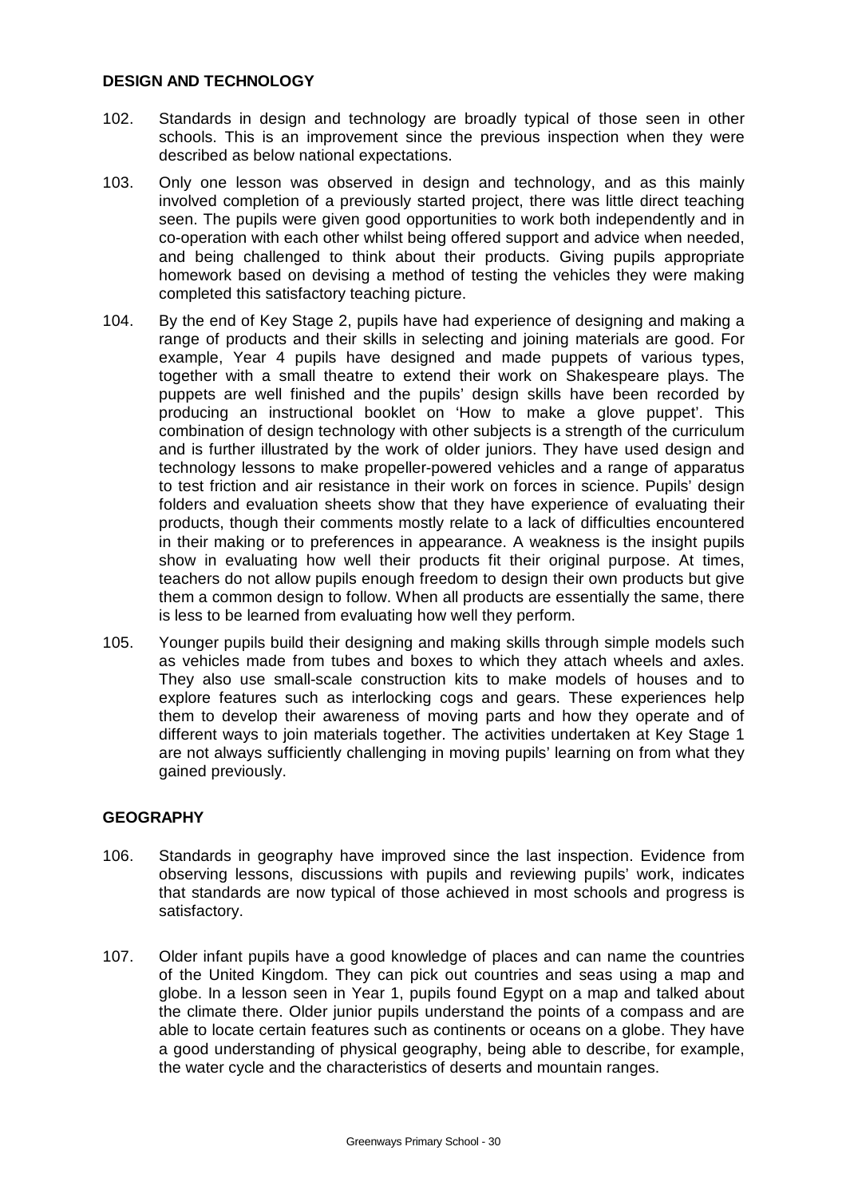### DESIGN AND TECHNOLOGY

102. Standards in design and technology are broadly typical of those seen in other schools. This is an improvement since the previous inspection when they were described as below national expectations.

103. Only one lesson was observed in design and technology, and as this mainly involved completion of a previously started project, there was little direct teaching seen. The pupils were given good opportunities to work both independently and in co-operation with each other whilst being offered support and advice when needed, and being challenged to think about their products. Giving pupils appropriate homework based on devising a method of testing the vehicles they were making completed this satisfactory teaching picture.

104. By the end of Key Stage 2, pupils have had experience of designing and making a range of products and their skills in selecting and joining materials are good. For example, Year 4 pupils have designed and made puppets of various types, together with a small theatre to extend their work on Shakespeare plays. The puppets are well finished and the pupils' design skills have been recorded by producing an instructional booklet on 'How to make a glove puppet'. This combination of design technology with other subjects is a strength of the curriculum and is further illustrated by the work of older juniors. They have used design and technology lessons to make propeller-powered vehicles and a range of apparatus to test friction and air resistance in their work on forces in science. Pupils' design folders and evaluation sheets show that they have experience of evaluating their products, though their comments mostly relate to a lack of difficulties encountered in their making or to preferences in appearance. A weakness is the insight pupils show in evaluating how well their products fit their original purpose. At times, teachers do not allow pupils enough freedom to design their own products but give them a common design to follow. When all products are essentially the same, there is less to be learned from evaluating how well they perform.

105. Younger pupils build their designing and making skills through simple models such as vehicles made from tubes and boxes to which they attach wheels and axles. They also use small-scale construction kits to make models of houses and to explore features such as interlocking cogs and gears. These experiences help them to develop their awareness of moving parts and how they operate and of different ways to join materials together. The activities undertaken at Key Stage 1 are not always sufficiently challenging in moving pupils' learning on from what they gained previously.

### GEOGRAPHY

106. Standards in geography have improved since the last inspection. Evidence from observing lessons, discussions with pupils and reviewing pupils' work, indicates that standards are now typical of those achieved in most schools and progress is satisfactory.

107. Older infant pupils have a good knowledge of places and can name the countries of the United Kingdom. They can pick out countries and seas using a map and globe. In a lesson seen in Year 1, pupils found Egypt on a map and talked about the climate there. Older junior pupils understand the points of a compass and are able to locate certain features such as continents or oceans on a globe. They have a good understanding of physical geography, being able to describe, for example, the water cycle and the characteristics of deserts and mountain ranges.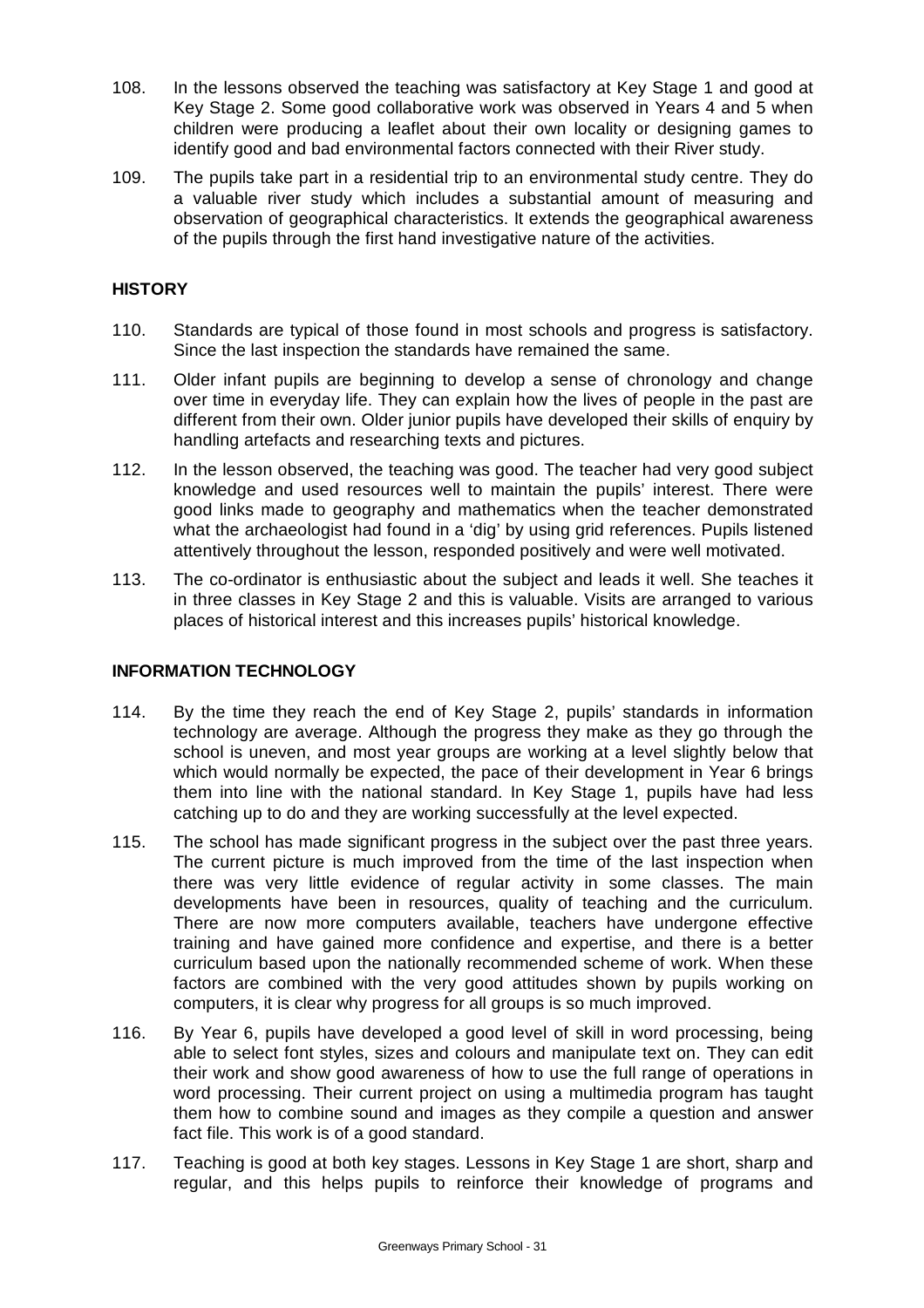108. In the lessons observed the teaching was satisfactory at Key Stage 1 and good at Key Stage 2. Some good collaborative work was observed in Years 4 and 5 when children were producing a leaflet about their own locality or designing games to identify good and bad environmental factors connected with their River study.

109. The pupils take part in a residential trip to an environmental study centre. They do a valuable river study which includes a substantial amount of measuring and observation of geographical characteristics. It extends the geographical awareness of the pupils through the first hand investigative nature of the activities.

### HISTORY

110. Standards are typical of those found in most schools and progress is satisfactory. Since the last inspection the standards have remained the same.

111. Older infant pupils are beginning to develop a sense of chronology and change over time in everyday life. They can explain how the lives of people in the past are different from their own. Older junior pupils have developed their skills of enquiry by handling artefacts and researching texts and pictures.

112. In the lesson observed, the teaching was good. The teacher had very good subject knowledge and used resources well to maintain the pupils' interest. There were good links made to geography and mathematics when the teacher demonstrated what the archaeologist had found in a 'dig' by using grid references. Pupils listened attentively throughout the lesson, responded positively and were well motivated.

113. The co-ordinator is enthusiastic about the subject and leads it well. She teaches it in three classes in Key Stage 2 and this is valuable. Visits are arranged to various places of historical interest and this increases pupils' historical knowledge.

### INFORMATION TECHNOLOGY

114. By the time they reach the end of Key Stage 2, pupils' standards in information technology are average. Although the progress they make as they go through the school is uneven, and most year groups are working at a level slightly below that which would normally be expected, the pace of their development in Year 6 brings them into line with the national standard. In Key Stage 1, pupils have had less catching up to do and they are working successfully at the level expected.

115. The school has made significant progress in the subject over the past three years. The current picture is much improved from the time of the last inspection when there was very little evidence of regular activity in some classes. The main developments have been in resources, quality of teaching and the curriculum. There are now more computers available, teachers have undergone effective training and have gained more confidence and expertise, and there is a better curriculum based upon the nationally recommended scheme of work. When these factors are combined with the very good attitudes shown by pupils working on computers, it is clear why progress for all groups is so much improved.

116. By Year 6, pupils have developed a good level of skill in word processing, being able to select font styles, sizes and colours and manipulate text on. They can edit their work and show good awareness of how to use the full range of operations in word processing. Their current project on using a multimedia program has taught them how to combine sound and images as they compile a question and answer fact file. This work is of a good standard.

117. Teaching is good at both key stages. Lessons in Key Stage 1 are short, sharp and regular, and this helps pupils to reinforce their knowledge of programs and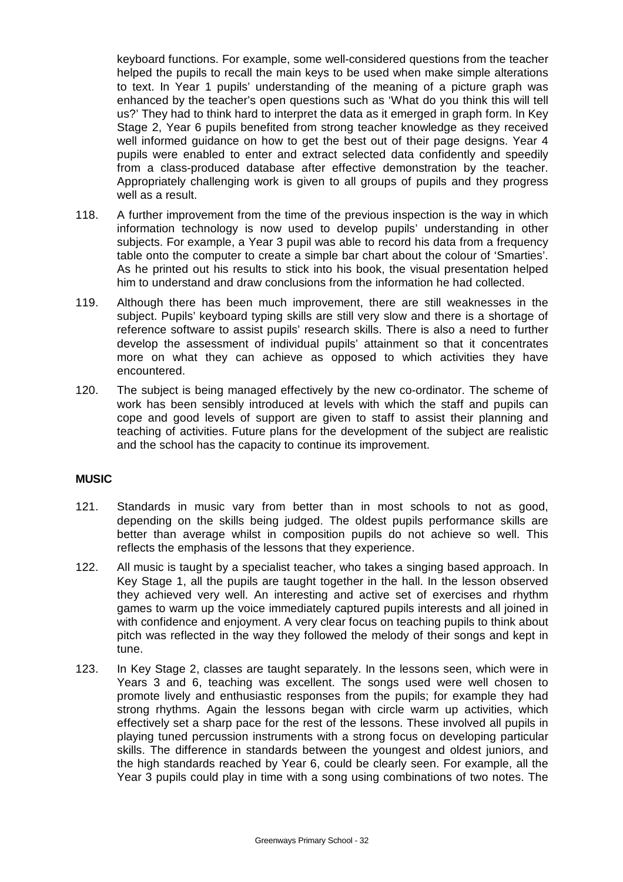keyboard functions. For example, some well-considered questions from the teacher helped the pupils to recall the main keys to be used when make simple alterations to text. In Year 1 pupils' understanding of the meaning of a picture graph was enhanced by the teacher's open questions such as 'What do you think this will tell us?' They had to think hard to interpret the data as it emerged in graph form. In Key Stage 2, Year 6 pupils benefited from strong teacher knowledge as they received well informed guidance on how to get the best out of their page designs. Year 4 pupils were enabled to enter and extract selected data confidently and speedily from a class-produced database after effective demonstration by the teacher. Appropriately challenging work is given to all groups of pupils and they progress well as a result.

118. A further improvement from the time of the previous inspection is the way in which information technology is now used to develop pupils' understanding in other subjects. For example, a Year 3 pupil was able to record his data from a frequency table onto the computer to create a simple bar chart about the colour of 'Smarties'. As he printed out his results to stick into his book, the visual presentation helped him to understand and draw conclusions from the information he had collected.

119. Although there has been much improvement, there are still weaknesses in the subject. Pupils' keyboard typing skills are still very slow and there is a shortage of reference software to assist pupils' research skills. There is also a need to further develop the assessment of individual pupils' attainment so that it concentrates more on what they can achieve as opposed to which activities they have encountered.

120. The subject is being managed effectively by the new co-ordinator. The scheme of work has been sensibly introduced at levels with which the staff and pupils can cope and good levels of support are given to staff to assist their planning and teaching of activities. Future plans for the development of the subject are realistic and the school has the capacity to continue its improvement.

**MUSIC**

121. Standards in music vary from better than in most schools to not as good, depending on the skills being judged. The oldest pupils performance skills are better than average whilst in composition pupils do not achieve so well. This reflects the emphasis of the lessons that they experience.

122. All music is taught by a specialist teacher, who takes a singing based approach. In Key Stage 1, all the pupils are taught together in the hall. In the lesson observed they achieved very well. An interesting and active set of exercises and rhythm games to warm up the voice immediately captured pupils interests and all joined in with confidence and enjoyment. A very clear focus on teaching pupils to think about pitch was reflected in the way they followed the melody of their songs and kept in tune.

123. In Key Stage 2, classes are taught separately. In the lessons seen, which were in Years 3 and 6, teaching was excellent. The songs used were well chosen to promote lively and enthusiastic responses from the pupils; for example they had strong rhythms. Again the lessons began with circle warm up activities, which effectively set a sharp pace for the rest of the lessons. These involved all pupils in playing tuned percussion instruments with a strong focus on developing particular skills. The difference in standards between the youngest and oldest juniors, and the high standards reached by Year 6, could be clearly seen. For example, all the Year 3 pupils could play in time with a song using combinations of two notes. The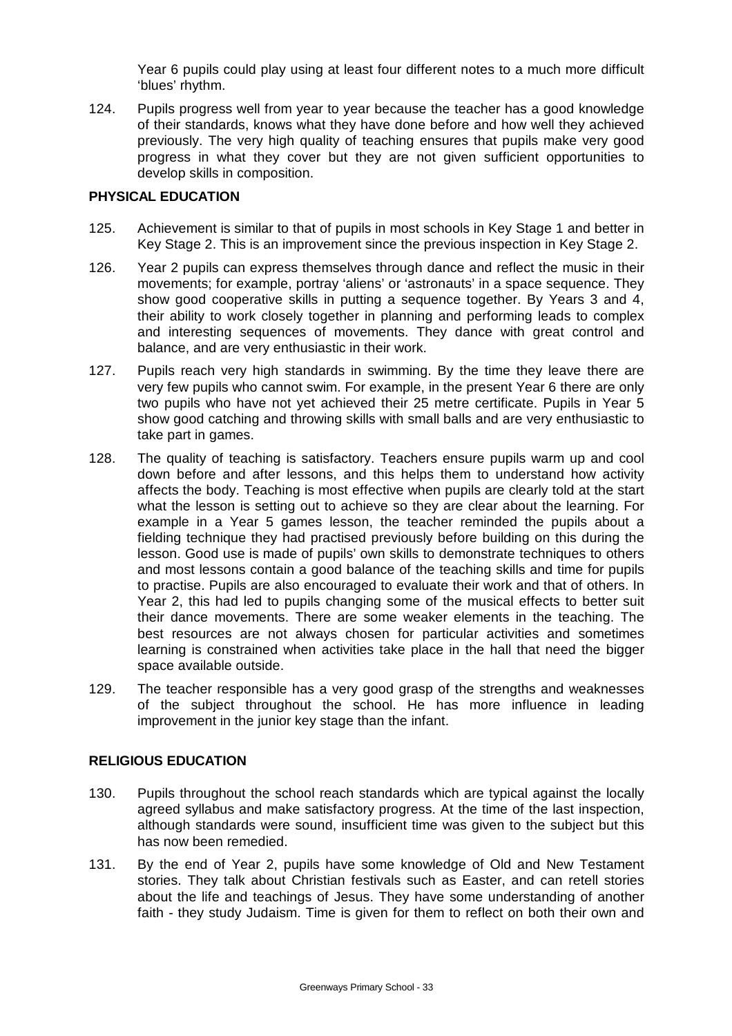Year 6 pupils could play using at least four different notes to a much more difficult 'blues' rhythm.

124. Pupils progress well from year to year because the teacher has a good knowledge of their standards, knows what they have done before and how well they achieved previously. The very high quality of teaching ensures that pupils make very good progress in what they cover but they are not given sufficient opportunities to develop skills in composition.

### PHYSICAL EDUCATION

125. Achievement is similar to that of pupils in most schools in Key Stage 1 and better in Key Stage 2. This is an improvement since the previous inspection in Key Stage 2.

126. Year 2 pupils can express themselves through dance and reflect the music in their movements; for example, portray 'aliens' or 'astronauts' in a space sequence. They show good cooperative skills in putting a sequence together. By Years 3 and 4, their ability to work closely together in planning and performing leads to complex and interesting sequences of movements. They dance with great control and balance, and are very enthusiastic in their work.

127. Pupils reach very high standards in swimming. By the time they leave there are very few pupils who cannot swim. For example, in the present Year 6 there are only two pupils who have not yet achieved their 25 metre certificate. Pupils in Year 5 show good catching and throwing skills with small balls and are very enthusiastic to take part in games.

128. The quality of teaching is satisfactory. Teachers ensure pupils warm up and cool down before and after lessons, and this helps them to understand how activity affects the body. Teaching is most effective when pupils are clearly told at the start what the lesson is setting out to achieve so they are clear about the learning. For example in a Year 5 games lesson, the teacher reminded the pupils about a fielding technique they had practised previously before building on this during the lesson. Good use is made of pupils' own skills to demonstrate techniques to others and most lessons contain a good balance of the teaching skills and time for pupils to practise. Pupils are also encouraged to evaluate their work and that of others. In Year 2, this had led to pupils changing some of the musical effects to better suit their dance movements. There are some weaker elements in the teaching. The best resources are not always chosen for particular activities and sometimes learning is constrained when activities take place in the hall that need the bigger space available outside.

129. The teacher responsible has a very good grasp of the strengths and weaknesses of the subject throughout the school. He has more influence in leading improvement in the junior key stage than the infant.

### RELIGIOUS EDUCATION

130. Pupils throughout the school reach standards which are typical against the locally agreed syllabus and make satisfactory progress. At the time of the last inspection, although standards were sound, insufficient time was given to the subject but this has now been remedied.

131. By the end of Year 2, pupils have some knowledge of Old and New Testament stories. They talk about Christian festivals such as Easter, and can retell stories about the life and teachings of Jesus. They have some understanding of another faith - they study Judaism. Time is given for them to reflect on both their own and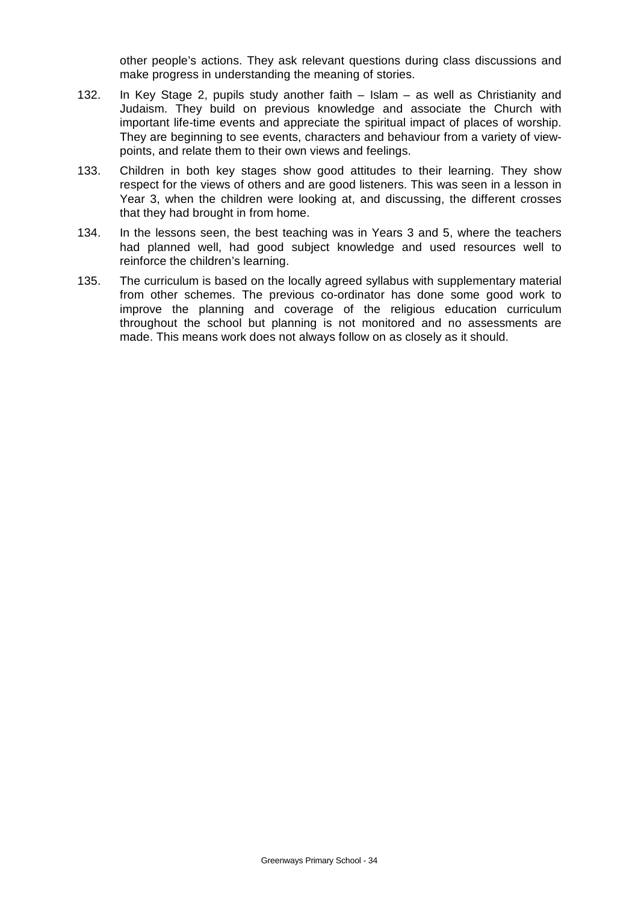other people's actions. They ask relevant questions during class discussions and make progress in understanding the meaning of stories.

132. In Key Stage 2, pupils study another faith – Islam – as well as Christianity and Judaism. They build on previous knowledge and associate the Church with important life-time events and appreciate the spiritual impact of places of worship. They are beginning to see events, characters and behaviour from a variety of view-points, and relate them to their own views and feelings.

133. Children in both key stages show good attitudes to their learning. They show respect for the views of others and are good listeners. This was seen in a lesson in Year 3, when the children were looking at, and discussing, the different crosses that they had brought in from home.

134. In the lessons seen, the best teaching was in Years 3 and 5, where the teachers had planned well, had good subject knowledge and used resources well to reinforce the children's learning.

135. The curriculum is based on the locally agreed syllabus with supplementary material from other schemes. The previous co-ordinator has done some good work to improve the planning and coverage of the religious education curriculum throughout the school but planning is not monitored and no assessments are made. This means work does not always follow on as closely as it should.